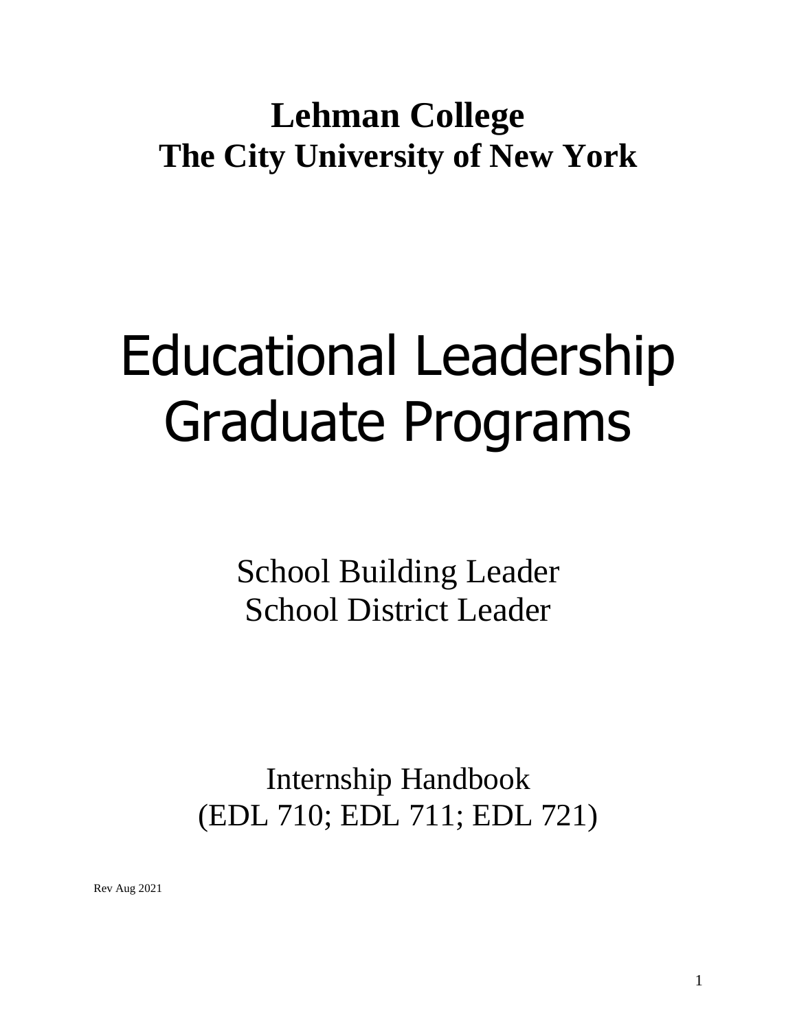**Lehman College**
**The City University of New York**

# Educational Leadership Graduate Programs

School Building Leader
School District Leader

Internship Handbook
(EDL 710; EDL 711; EDL 721)

Rev Aug 2021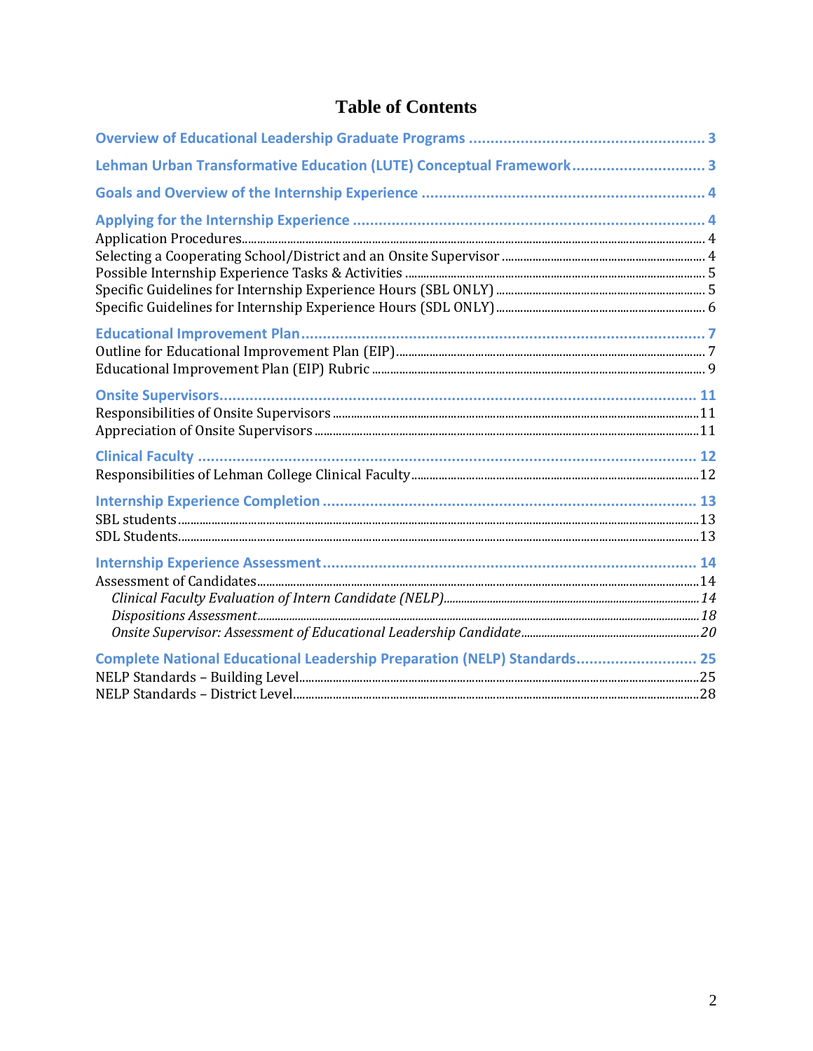# Table of Contents

**Overview of Educational Leadership Graduate Programs** ........................................................ 3

**Lehman Urban Transformative Education (LUTE) Conceptual Framework** .............................. 3

**Goals and Overview of the Internship Experience** ................................................................. 4

**Applying for the Internship Experience** .................................................................................. 4

Application Procedures ........................................................................................................ 4

Selecting a Cooperating School/District and an Onsite Supervisor ........................................ 4

Possible Internship Experience Tasks & Activities ................................................................ 5

Specific Guidelines for Internship Experience Hours (SBL ONLY) ......................................... 5

Specific Guidelines for Internship Experience Hours (SDL ONLY) ......................................... 6

**Educational Improvement Plan** .............................................................................................. 7

Outline for Educational Improvement Plan (EIP) ................................................................... 7

Educational Improvement Plan (EIP) Rubric ......................................................................... 9

**Onsite Supervisors** .............................................................................................................. 11

Responsibilities of Onsite Supervisors ................................................................................ 11

Appreciation of Onsite Supervisors ..................................................................................... 11

**Clinical Faculty** .................................................................................................................... 12

Responsibilities of Lehman College Clinical Faculty ........................................................... 12

**Internship Experience Completion** ........................................................................................ 13

SBL students ....................................................................................................................... 13

SDL Students ...................................................................................................................... 13

**Internship Experience Assessment** ....................................................................................... 14

Assessment of Candidates .................................................................................................. 14

*Clinical Faculty Evaluation of Intern Candidate (NELP)* ...................................................... 14

*Dispositions Assessment* .................................................................................................. 18

*Onsite Supervisor: Assessment of Educational Leadership Candidate* ................................ 20

**Complete National Educational Leadership Preparation (NELP) Standards** .......................... 25

NELP Standards – Building Level ........................................................................................ 25

NELP Standards – District Level .......................................................................................... 28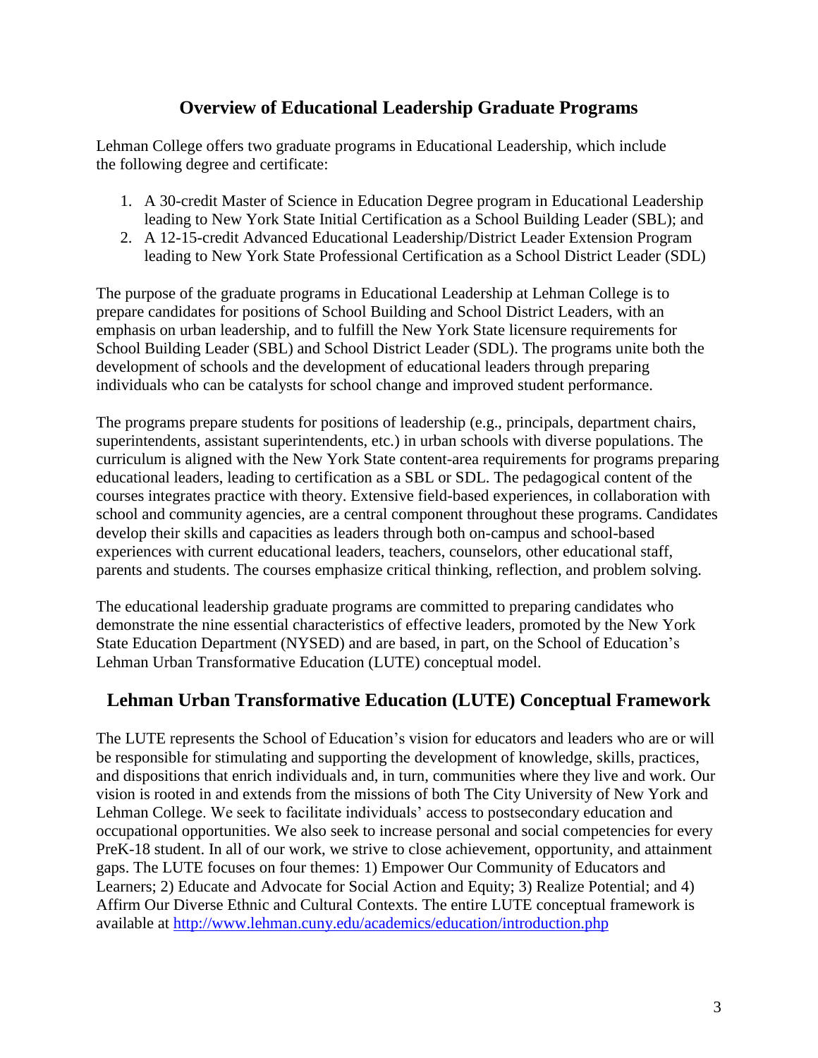## Overview of Educational Leadership Graduate Programs

Lehman College offers two graduate programs in Educational Leadership, which include the following degree and certificate:

1. A 30-credit Master of Science in Education Degree program in Educational Leadership leading to New York State Initial Certification as a School Building Leader (SBL); and
2. A 12-15-credit Advanced Educational Leadership/District Leader Extension Program leading to New York State Professional Certification as a School District Leader (SDL)

The purpose of the graduate programs in Educational Leadership at Lehman College is to prepare candidates for positions of School Building and School District Leaders, with an emphasis on urban leadership, and to fulfill the New York State licensure requirements for School Building Leader (SBL) and School District Leader (SDL). The programs unite both the development of schools and the development of educational leaders through preparing individuals who can be catalysts for school change and improved student performance.

The programs prepare students for positions of leadership (e.g., principals, department chairs, superintendents, assistant superintendents, etc.) in urban schools with diverse populations. The curriculum is aligned with the New York State content-area requirements for programs preparing educational leaders, leading to certification as a SBL or SDL. The pedagogical content of the courses integrates practice with theory. Extensive field-based experiences, in collaboration with school and community agencies, are a central component throughout these programs. Candidates develop their skills and capacities as leaders through both on-campus and school-based experiences with current educational leaders, teachers, counselors, other educational staff, parents and students. The courses emphasize critical thinking, reflection, and problem solving.

The educational leadership graduate programs are committed to preparing candidates who demonstrate the nine essential characteristics of effective leaders, promoted by the New York State Education Department (NYSED) and are based, in part, on the School of Education's Lehman Urban Transformative Education (LUTE) conceptual model.

## Lehman Urban Transformative Education (LUTE) Conceptual Framework

The LUTE represents the School of Education's vision for educators and leaders who are or will be responsible for stimulating and supporting the development of knowledge, skills, practices, and dispositions that enrich individuals and, in turn, communities where they live and work. Our vision is rooted in and extends from the missions of both The City University of New York and Lehman College. We seek to facilitate individuals' access to postsecondary education and occupational opportunities. We also seek to increase personal and social competencies for every PreK-18 student. In all of our work, we strive to close achievement, opportunity, and attainment gaps. The LUTE focuses on four themes: 1) Empower Our Community of Educators and Learners; 2) Educate and Advocate for Social Action and Equity; 3) Realize Potential; and 4) Affirm Our Diverse Ethnic and Cultural Contexts. The entire LUTE conceptual framework is available at [http://www.lehman.cuny.edu/academics/education/introduction.php](http://www.lehman.cuny.edu/academics/education/introduction.php)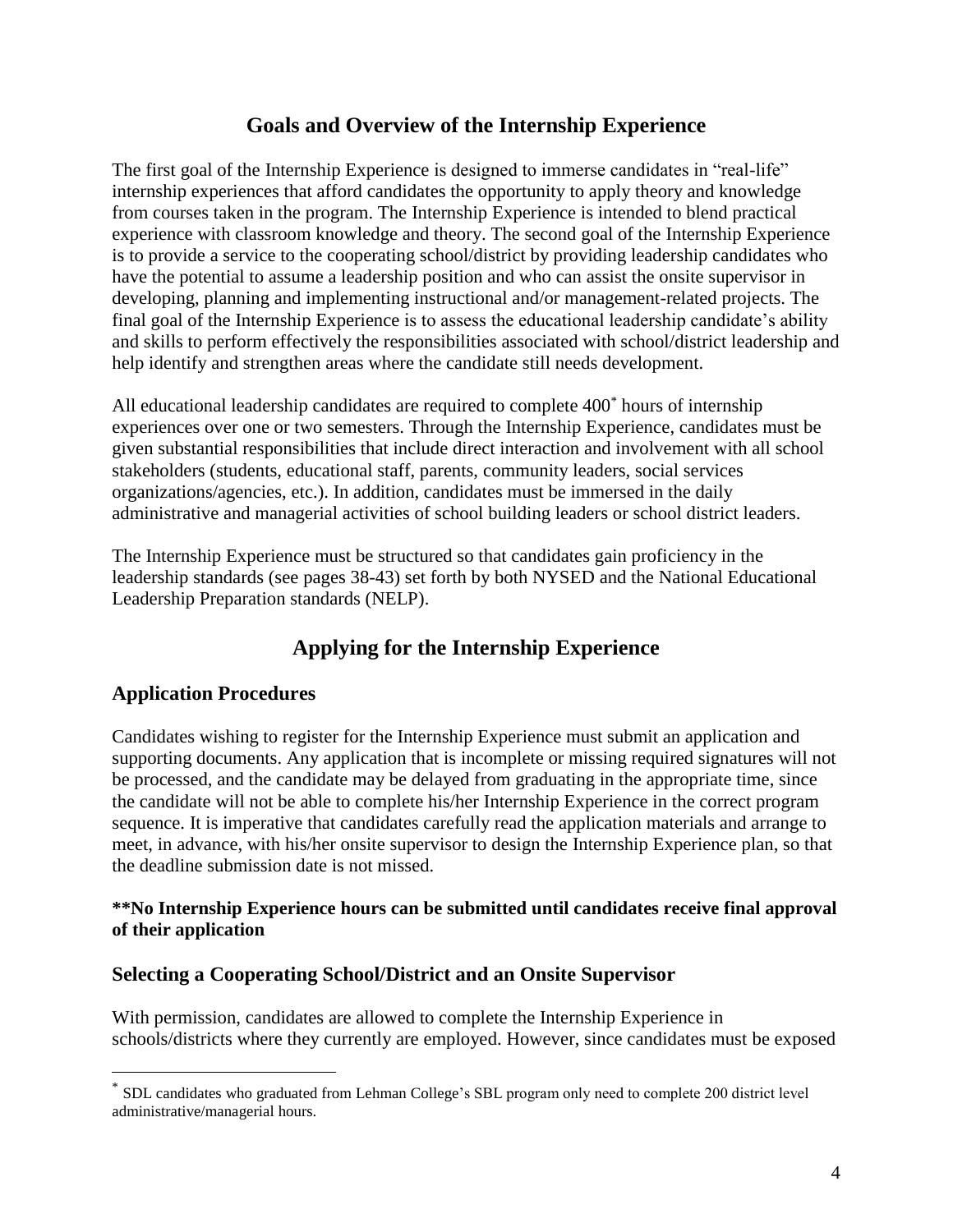## Goals and Overview of the Internship Experience

The first goal of the Internship Experience is designed to immerse candidates in "real-life" internship experiences that afford candidates the opportunity to apply theory and knowledge from courses taken in the program. The Internship Experience is intended to blend practical experience with classroom knowledge and theory. The second goal of the Internship Experience is to provide a service to the cooperating school/district by providing leadership candidates who have the potential to assume a leadership position and who can assist the onsite supervisor in developing, planning and implementing instructional and/or management-related projects. The final goal of the Internship Experience is to assess the educational leadership candidate's ability and skills to perform effectively the responsibilities associated with school/district leadership and help identify and strengthen areas where the candidate still needs development.

All educational leadership candidates are required to complete 400[*] hours of internship experiences over one or two semesters. Through the Internship Experience, candidates must be given substantial responsibilities that include direct interaction and involvement with all school stakeholders (students, educational staff, parents, community leaders, social services organizations/agencies, etc.). In addition, candidates must be immersed in the daily administrative and managerial activities of school building leaders or school district leaders.

The Internship Experience must be structured so that candidates gain proficiency in the leadership standards (see pages 38-43) set forth by both NYSED and the National Educational Leadership Preparation standards (NELP).

## Applying for the Internship Experience

### Application Procedures

Candidates wishing to register for the Internship Experience must submit an application and supporting documents. Any application that is incomplete or missing required signatures will not be processed, and the candidate may be delayed from graduating in the appropriate time, since the candidate will not be able to complete his/her Internship Experience in the correct program sequence. It is imperative that candidates carefully read the application materials and arrange to meet, in advance, with his/her onsite supervisor to design the Internship Experience plan, so that the deadline submission date is not missed.

**\*\*No Internship Experience hours can be submitted until candidates receive final approval of their application**

### Selecting a Cooperating School/District and an Onsite Supervisor

With permission, candidates are allowed to complete the Internship Experience in schools/districts where they currently are employed. However, since candidates must be exposed

---

[*] SDL candidates who graduated from Lehman College's SBL program only need to complete 200 district level administrative/managerial hours.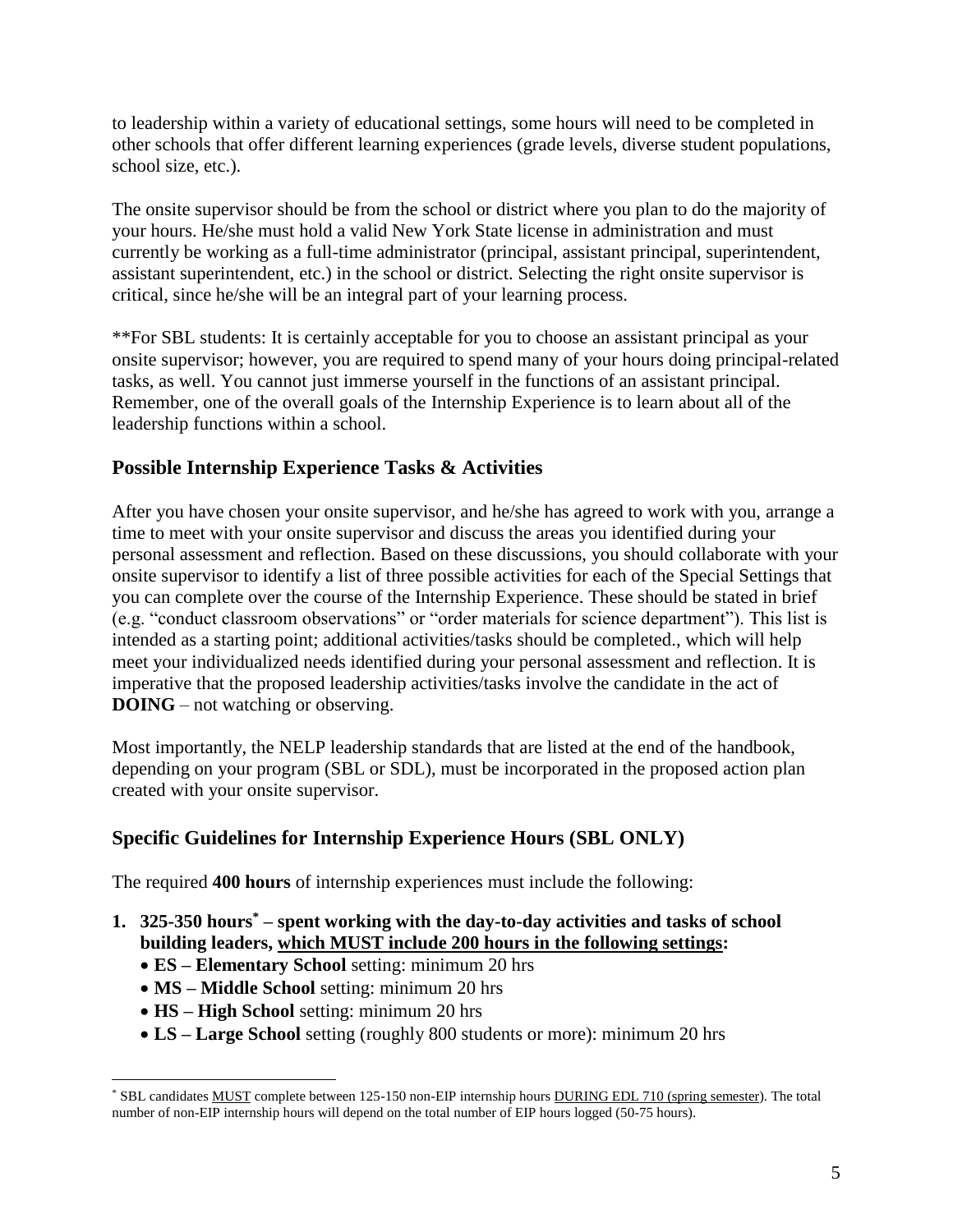to leadership within a variety of educational settings, some hours will need to be completed in other schools that offer different learning experiences (grade levels, diverse student populations, school size, etc.).

The onsite supervisor should be from the school or district where you plan to do the majority of your hours. He/she must hold a valid New York State license in administration and must currently be working as a full-time administrator (principal, assistant principal, superintendent, assistant superintendent, etc.) in the school or district. Selecting the right onsite supervisor is critical, since he/she will be an integral part of your learning process.

**For SBL students: It is certainly acceptable for you to choose an assistant principal as your onsite supervisor; however, you are required to spend many of your hours doing principal-related tasks, as well. You cannot just immerse yourself in the functions of an assistant principal. Remember, one of the overall goals of the Internship Experience is to learn about all of the leadership functions within a school.

## Possible Internship Experience Tasks & Activities

After you have chosen your onsite supervisor, and he/she has agreed to work with you, arrange a time to meet with your onsite supervisor and discuss the areas you identified during your personal assessment and reflection. Based on these discussions, you should collaborate with your onsite supervisor to identify a list of three possible activities for each of the Special Settings that you can complete over the course of the Internship Experience. These should be stated in brief (e.g. "conduct classroom observations" or "order materials for science department"). This list is intended as a starting point; additional activities/tasks should be completed., which will help meet your individualized needs identified during your personal assessment and reflection. It is imperative that the proposed leadership activities/tasks involve the candidate in the act of **DOING** – not watching or observing.

Most importantly, the NELP leadership standards that are listed at the end of the handbook, depending on your program (SBL or SDL), must be incorporated in the proposed action plan created with your onsite supervisor.

## Specific Guidelines for Internship Experience Hours (SBL ONLY)

The required **400 hours** of internship experiences must include the following:

1. **325-350 hours[*] – spent working with the day-to-day activities and tasks of school building leaders, <u>which MUST include 200 hours in the following settings</u>:**
   - **ES – Elementary School** setting: minimum 20 hrs
   - **MS – Middle School** setting: minimum 20 hrs
   - **HS – High School** setting: minimum 20 hrs
   - **LS – Large School** setting (roughly 800 students or more): minimum 20 hrs

[*] SBL candidates <u>MUST</u> complete between 125-150 non-EIP internship hours <u>DURING EDL 710 (spring semester)</u>. The total number of non-EIP internship hours will depend on the total number of EIP hours logged (50-75 hours).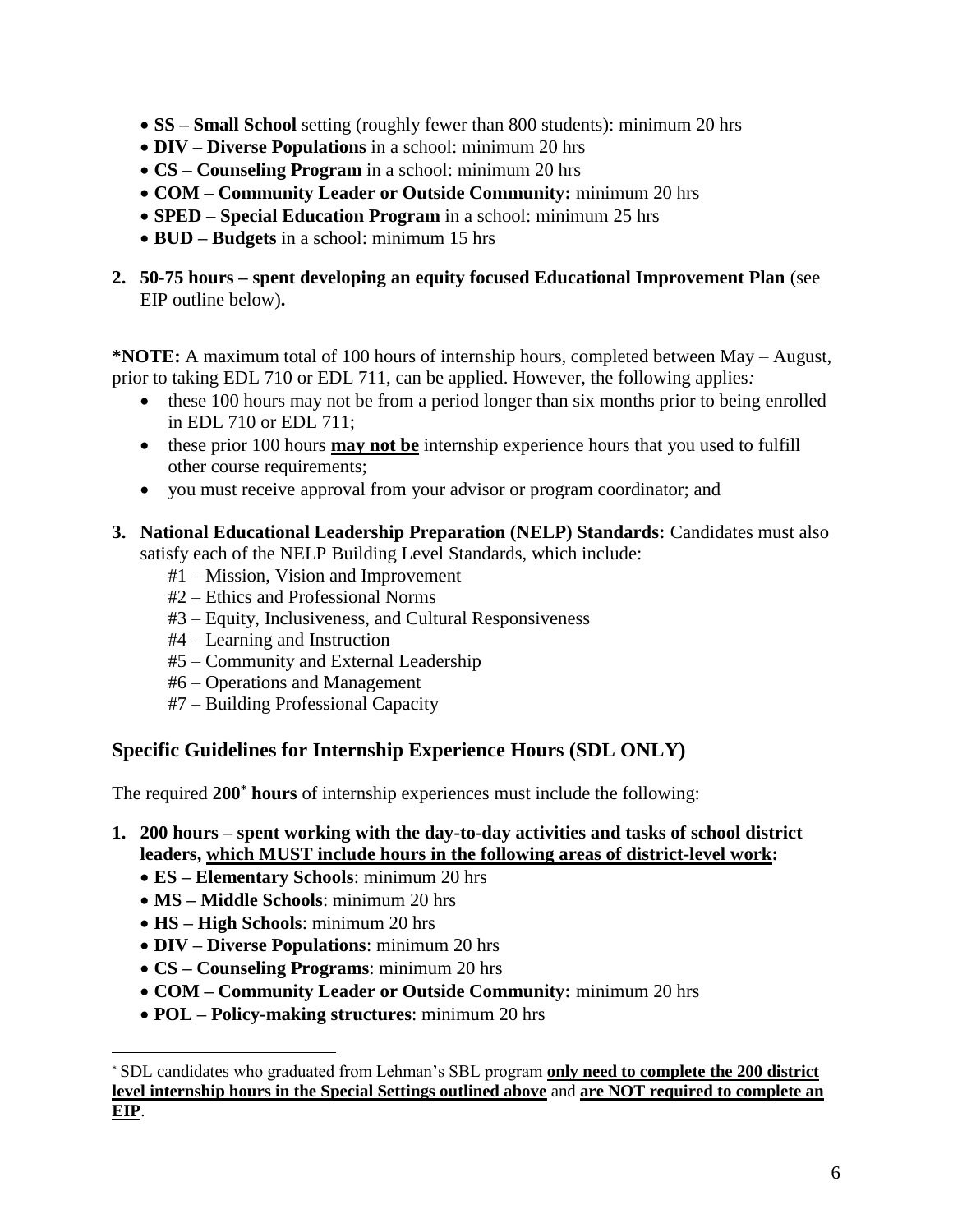- **SS – Small School** setting (roughly fewer than 800 students): minimum 20 hrs
- **DIV – Diverse Populations** in a school: minimum 20 hrs
- **CS – Counseling Program** in a school: minimum 20 hrs
- **COM – Community Leader or Outside Community:** minimum 20 hrs
- **SPED – Special Education Program** in a school: minimum 25 hrs
- **BUD – Budgets** in a school: minimum 15 hrs

2. **50-75 hours – spent developing an equity focused Educational Improvement Plan** (see EIP outline below)**.**

**\*NOTE:** A maximum total of 100 hours of internship hours, completed between May – August, prior to taking EDL 710 or EDL 711, can be applied. However, the following applies*:*

- these 100 hours may not be from a period longer than six months prior to being enrolled in EDL 710 or EDL 711;
- these prior 100 hours <u>**may not be**</u> internship experience hours that you used to fulfill other course requirements;
- you must receive approval from your advisor or program coordinator; and

3. **National Educational Leadership Preparation (NELP) Standards:** Candidates must also satisfy each of the NELP Building Level Standards, which include:
   - #1 – Mission, Vision and Improvement
   - #2 – Ethics and Professional Norms
   - #3 – Equity, Inclusiveness, and Cultural Responsiveness
   - #4 – Learning and Instruction
   - #5 – Community and External Leadership
   - #6 – Operations and Management
   - #7 – Building Professional Capacity

## Specific Guidelines for Internship Experience Hours (SDL ONLY)

The required **200\* hours** of internship experiences must include the following:

1. **200 hours – spent working with the day-to-day activities and tasks of school district leaders, <u>which MUST include hours in the following areas of district-level work</u>:**
   - **ES – Elementary Schools**: minimum 20 hrs
   - **MS – Middle Schools**: minimum 20 hrs
   - **HS – High Schools**: minimum 20 hrs
   - **DIV – Diverse Populations**: minimum 20 hrs
   - **CS – Counseling Programs**: minimum 20 hrs
   - **COM – Community Leader or Outside Community:** minimum 20 hrs
   - **POL – Policy-making structures**: minimum 20 hrs

---

\* SDL candidates who graduated from Lehman's SBL program <u>**only need to complete the 200 district level internship hours in the Special Settings outlined above**</u> and <u>**are NOT required to complete an EIP**</u>.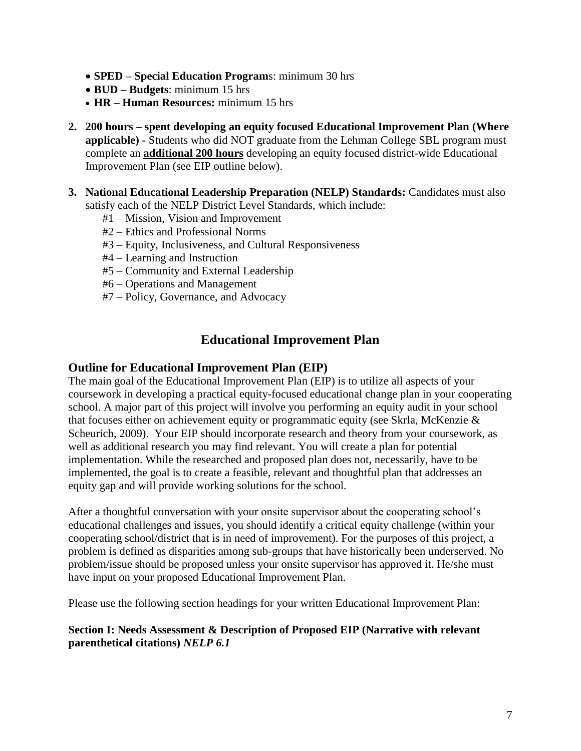- **SPED – Special Education Program**s: minimum 30 hrs
- **BUD – Budgets**: minimum 15 hrs
- **HR – Human Resources:** minimum 15 hrs

2. **200 hours – spent developing an equity focused Educational Improvement Plan (Where applicable) -** Students who did NOT graduate from the Lehman College SBL program must complete an **additional 200 hours** developing an equity focused district-wide Educational Improvement Plan (see EIP outline below).

3. **National Educational Leadership Preparation (NELP) Standards:** Candidates must also satisfy each of the NELP District Level Standards, which include:
   #1 – Mission, Vision and Improvement
   #2 – Ethics and Professional Norms
   #3 – Equity, Inclusiveness, and Cultural Responsiveness
   #4 – Learning and Instruction
   #5 – Community and External Leadership
   #6 – Operations and Management
   #7 – Policy, Governance, and Advocacy

## Educational Improvement Plan

### Outline for Educational Improvement Plan (EIP)

The main goal of the Educational Improvement Plan (EIP) is to utilize all aspects of your coursework in developing a practical equity-focused educational change plan in your cooperating school. A major part of this project will involve you performing an equity audit in your school that focuses either on achievement equity or programmatic equity (see Skrla, McKenzie & Scheurich, 2009). Your EIP should incorporate research and theory from your coursework, as well as additional research you may find relevant. You will create a plan for potential implementation. While the researched and proposed plan does not, necessarily, have to be implemented, the goal is to create a feasible, relevant and thoughtful plan that addresses an equity gap and will provide working solutions for the school.

After a thoughtful conversation with your onsite supervisor about the cooperating school's educational challenges and issues, you should identify a critical equity challenge (within your cooperating school/district that is in need of improvement). For the purposes of this project, a problem is defined as disparities among sub-groups that have historically been underserved. No problem/issue should be proposed unless your onsite supervisor has approved it. He/she must have input on your proposed Educational Improvement Plan.

Please use the following section headings for your written Educational Improvement Plan:

**Section I: Needs Assessment & Description of Proposed EIP (Narrative with relevant parenthetical citations)** ***NELP 6.1***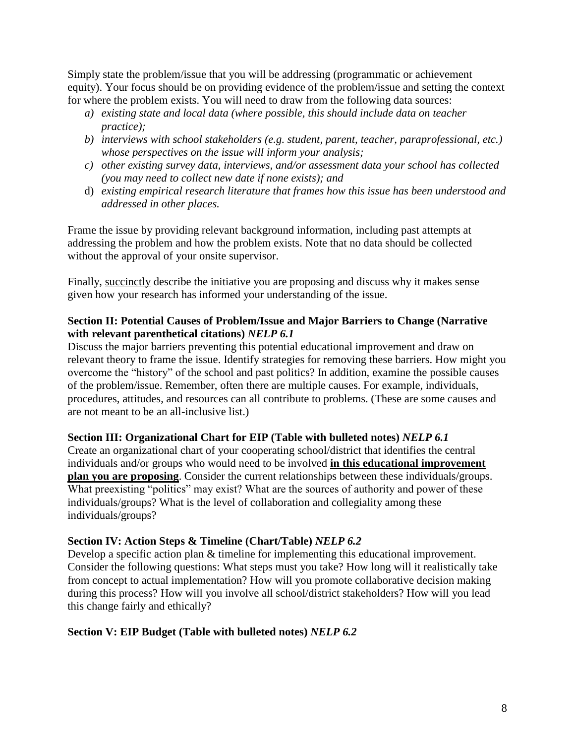Simply state the problem/issue that you will be addressing (programmatic or achievement equity). Your focus should be on providing evidence of the problem/issue and setting the context for where the problem exists. You will need to draw from the following data sources:

a) *existing state and local data (where possible, this should include data on teacher practice);*
b) *interviews with school stakeholders (e.g. student, parent, teacher, paraprofessional, etc.) whose perspectives on the issue will inform your analysis;*
c) *other existing survey data, interviews, and/or assessment data your school has collected (you may need to collect new date if none exists); and*
d) *existing empirical research literature that frames how this issue has been understood and addressed in other places.*

Frame the issue by providing relevant background information, including past attempts at addressing the problem and how the problem exists. Note that no data should be collected without the approval of your onsite supervisor.

Finally, <u>succinctly</u> describe the initiative you are proposing and discuss why it makes sense given how your research has informed your understanding of the issue.

**Section II: Potential Causes of Problem/Issue and Major Barriers to Change (Narrative with relevant parenthetical citations)** ***NELP 6.1***

Discuss the major barriers preventing this potential educational improvement and draw on relevant theory to frame the issue. Identify strategies for removing these barriers. How might you overcome the "history" of the school and past politics? In addition, examine the possible causes of the problem/issue. Remember, often there are multiple causes. For example, individuals, procedures, attitudes, and resources can all contribute to problems. (These are some causes and are not meant to be an all-inclusive list.)

**Section III: Organizational Chart for EIP (Table with bulleted notes)** ***NELP 6.1***

Create an organizational chart of your cooperating school/district that identifies the central individuals and/or groups who would need to be involved **<u>in this educational improvement plan you are proposing</u>**. Consider the current relationships between these individuals/groups. What preexisting "politics" may exist? What are the sources of authority and power of these individuals/groups? What is the level of collaboration and collegiality among these individuals/groups?

**Section IV: Action Steps & Timeline (Chart/Table)** ***NELP 6.2***

Develop a specific action plan & timeline for implementing this educational improvement. Consider the following questions: What steps must you take? How long will it realistically take from concept to actual implementation? How will you promote collaborative decision making during this process? How will you involve all school/district stakeholders? How will you lead this change fairly and ethically?

**Section V: EIP Budget (Table with bulleted notes)** ***NELP 6.2***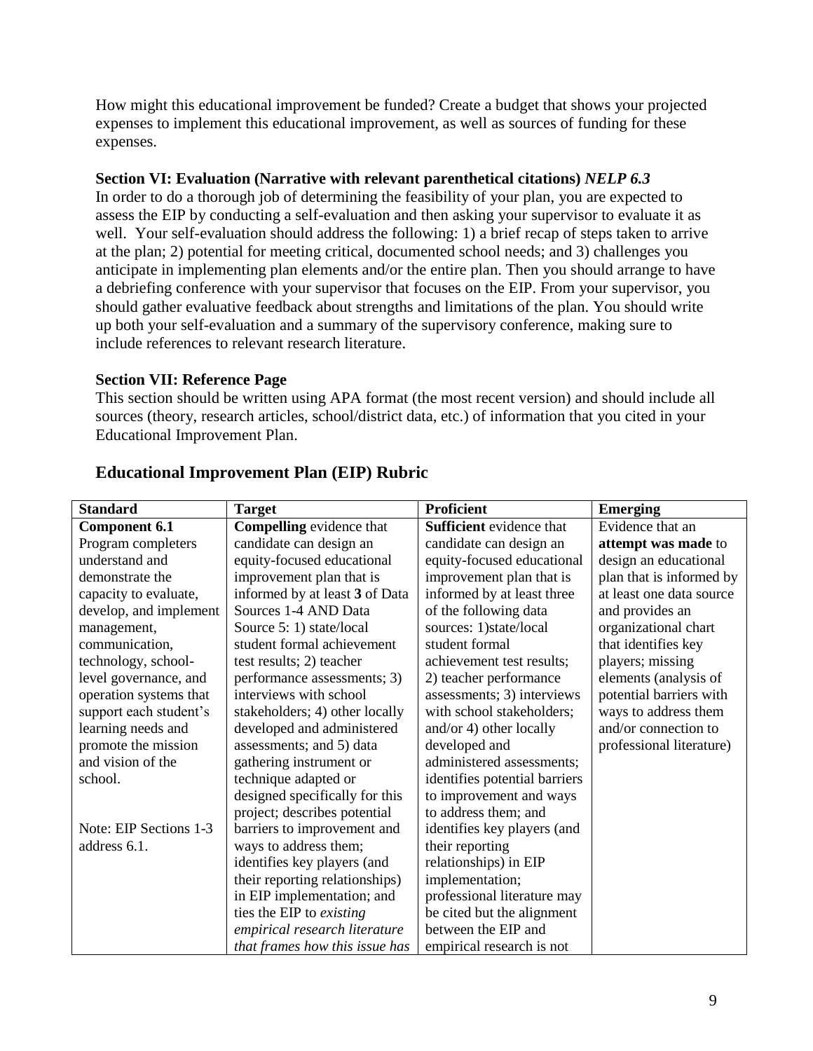How might this educational improvement be funded? Create a budget that shows your projected expenses to implement this educational improvement, as well as sources of funding for these expenses.

**Section VI: Evaluation (Narrative with relevant parenthetical citations)** ***NELP 6.3***
In order to do a thorough job of determining the feasibility of your plan, you are expected to assess the EIP by conducting a self-evaluation and then asking your supervisor to evaluate it as well. Your self-evaluation should address the following: 1) a brief recap of steps taken to arrive at the plan; 2) potential for meeting critical, documented school needs; and 3) challenges you anticipate in implementing plan elements and/or the entire plan. Then you should arrange to have a debriefing conference with your supervisor that focuses on the EIP. From your supervisor, you should gather evaluative feedback about strengths and limitations of the plan. You should write up both your self-evaluation and a summary of the supervisory conference, making sure to include references to relevant research literature.

**Section VII: Reference Page**
This section should be written using APA format (the most recent version) and should include all sources (theory, research articles, school/district data, etc.) of information that you cited in your Educational Improvement Plan.

## Educational Improvement Plan (EIP) Rubric

| Standard | Target | Proficient | Emerging |
|---|---|---|---|
| **Component 6.1** Program completers understand and demonstrate the capacity to evaluate, develop, and implement management, communication, technology, school-level governance, and operation systems that support each student's learning needs and promote the mission and vision of the school.<br><br>Note: EIP Sections 1-3 address 6.1. | **Compelling** evidence that candidate can design an equity-focused educational improvement plan that is informed by at least **3** of Data Sources 1-4 AND Data Source 5: 1) state/local student formal achievement test results; 2) teacher performance assessments; 3) interviews with school stakeholders; 4) other locally developed and administered assessments; and 5) data gathering instrument or technique adapted or designed specifically for this project; describes potential barriers to improvement and ways to address them; identifies key players (and their reporting relationships) in EIP implementation; and ties the EIP to *existing empirical research literature that frames how this issue has* | **Sufficient** evidence that candidate can design an equity-focused educational improvement plan that is informed by at least three of the following data sources: 1)state/local student formal achievement test results; 2) teacher performance assessments; 3) interviews with school stakeholders; and/or 4) other locally developed and administered assessments; identifies potential barriers to improvement and ways to address them; and identifies key players (and their reporting relationships) in EIP implementation; professional literature may be cited but the alignment between the EIP and empirical research is not | Evidence that an **attempt was made** to design an educational plan that is informed by at least one data source and provides an organizational chart that identifies key players; missing elements (analysis of potential barriers with ways to address them and/or connection to professional literature) |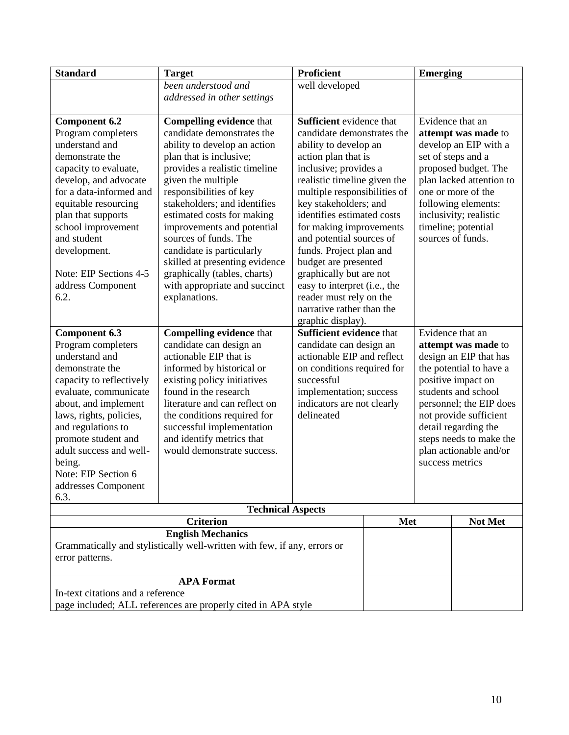| Standard | Target | Proficient | Emerging |
|---|---|---|---|
| | *been understood and addressed in other settings* | well developed | |
| **Component 6.2** Program completers understand and demonstrate the capacity to evaluate, develop, and advocate for a data-informed and equitable resourcing plan that supports school improvement and student development.<br><br>Note: EIP Sections 4-5 address Component 6.2. | **Compelling evidence** that candidate demonstrates the ability to develop an action plan that is inclusive; provides a realistic timeline given the multiple responsibilities of key stakeholders; and identifies estimated costs for making improvements and potential sources of funds. The candidate is particularly skilled at presenting evidence graphically (tables, charts) with appropriate and succinct explanations. | **Sufficient** evidence that candidate demonstrates the ability to develop an action plan that is inclusive; provides a realistic timeline given the multiple responsibilities of key stakeholders; and identifies estimated costs for making improvements and potential sources of funds. Project plan and budget are presented graphically but are not easy to interpret (i.e., the reader must rely on the narrative rather than the graphic display). | Evidence that an **attempt was made** to develop an EIP with a set of steps and a proposed budget. The plan lacked attention to one or more of the following elements: inclusivity; realistic timeline; potential sources of funds. |
| **Component 6.3** Program completers understand and demonstrate the capacity to reflectively evaluate, communicate about, and implement laws, rights, policies, and regulations to promote student and adult success and well-being.<br>Note: EIP Section 6 addresses Component 6.3. | **Compelling evidence** that candidate can design an actionable EIP that is informed by historical or existing policy initiatives found in the research literature and can reflect on the conditions required for successful implementation and identify metrics that would demonstrate success. | **Sufficient evidence** that candidate can design an actionable EIP and reflect on conditions required for successful implementation; success indicators are not clearly delineated | Evidence that an **attempt was made** to design an EIP that has the potential to have a positive impact on students and school personnel; the EIP does not provide sufficient detail regarding the steps needs to make the plan actionable and/or success metrics |

**Technical Aspects**

| Criterion | Met | Not Met |
|---|---|---|
| **English Mechanics**<br>Grammatically and stylistically well-written with few, if any, errors or error patterns. | | |
| **APA Format**<br>In-text citations and a reference page included; ALL references are properly cited in APA style | | |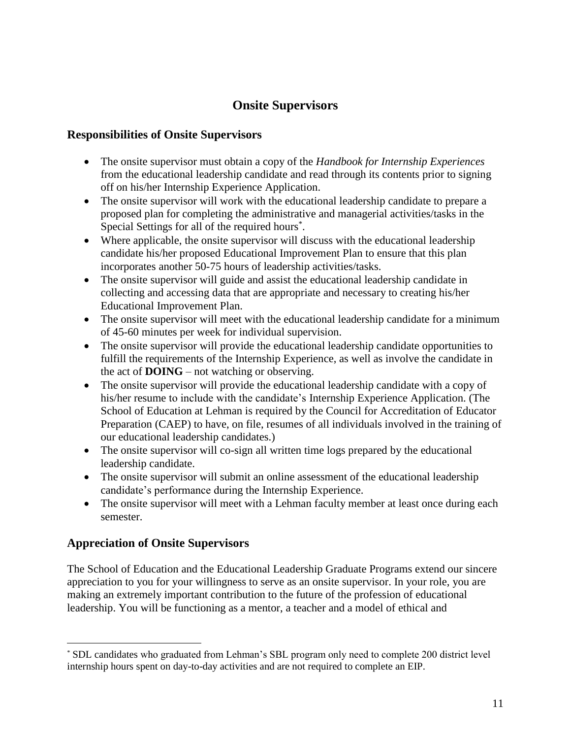# Onsite Supervisors

## Responsibilities of Onsite Supervisors

- The onsite supervisor must obtain a copy of the *Handbook for Internship Experiences* from the educational leadership candidate and read through its contents prior to signing off on his/her Internship Experience Application.
- The onsite supervisor will work with the educational leadership candidate to prepare a proposed plan for completing the administrative and managerial activities/tasks in the Special Settings for all of the required hours*.
- Where applicable, the onsite supervisor will discuss with the educational leadership candidate his/her proposed Educational Improvement Plan to ensure that this plan incorporates another 50-75 hours of leadership activities/tasks.
- The onsite supervisor will guide and assist the educational leadership candidate in collecting and accessing data that are appropriate and necessary to creating his/her Educational Improvement Plan.
- The onsite supervisor will meet with the educational leadership candidate for a minimum of 45-60 minutes per week for individual supervision.
- The onsite supervisor will provide the educational leadership candidate opportunities to fulfill the requirements of the Internship Experience, as well as involve the candidate in the act of **DOING** – not watching or observing.
- The onsite supervisor will provide the educational leadership candidate with a copy of his/her resume to include with the candidate's Internship Experience Application. (The School of Education at Lehman is required by the Council for Accreditation of Educator Preparation (CAEP) to have, on file, resumes of all individuals involved in the training of our educational leadership candidates.)
- The onsite supervisor will co-sign all written time logs prepared by the educational leadership candidate.
- The onsite supervisor will submit an online assessment of the educational leadership candidate's performance during the Internship Experience.
- The onsite supervisor will meet with a Lehman faculty member at least once during each semester.

## Appreciation of Onsite Supervisors

The School of Education and the Educational Leadership Graduate Programs extend our sincere appreciation to you for your willingness to serve as an onsite supervisor. In your role, you are making an extremely important contribution to the future of the profession of educational leadership. You will be functioning as a mentor, a teacher and a model of ethical and

---

* SDL candidates who graduated from Lehman's SBL program only need to complete 200 district level internship hours spent on day-to-day activities and are not required to complete an EIP.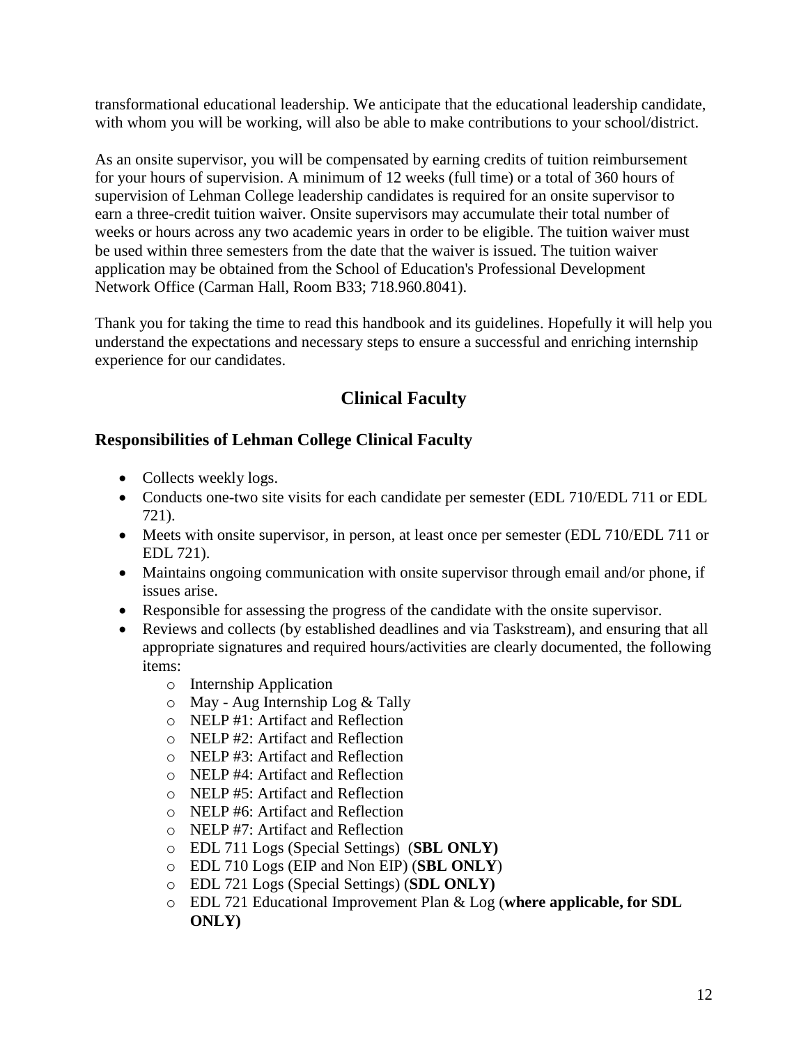transformational educational leadership. We anticipate that the educational leadership candidate, with whom you will be working, will also be able to make contributions to your school/district.

As an onsite supervisor, you will be compensated by earning credits of tuition reimbursement for your hours of supervision. A minimum of 12 weeks (full time) or a total of 360 hours of supervision of Lehman College leadership candidates is required for an onsite supervisor to earn a three-credit tuition waiver. Onsite supervisors may accumulate their total number of weeks or hours across any two academic years in order to be eligible. The tuition waiver must be used within three semesters from the date that the waiver is issued. The tuition waiver application may be obtained from the School of Education's Professional Development Network Office (Carman Hall, Room B33; 718.960.8041).

Thank you for taking the time to read this handbook and its guidelines. Hopefully it will help you understand the expectations and necessary steps to ensure a successful and enriching internship experience for our candidates.

## Clinical Faculty

### Responsibilities of Lehman College Clinical Faculty

- Collects weekly logs.
- Conducts one-two site visits for each candidate per semester (EDL 710/EDL 711 or EDL 721).
- Meets with onsite supervisor, in person, at least once per semester (EDL 710/EDL 711 or EDL 721).
- Maintains ongoing communication with onsite supervisor through email and/or phone, if issues arise.
- Responsible for assessing the progress of the candidate with the onsite supervisor.
- Reviews and collects (by established deadlines and via Taskstream), and ensuring that all appropriate signatures and required hours/activities are clearly documented, the following items:
    - Internship Application
    - May - Aug Internship Log & Tally
    - NELP #1: Artifact and Reflection
    - NELP #2: Artifact and Reflection
    - NELP #3: Artifact and Reflection
    - NELP #4: Artifact and Reflection
    - NELP #5: Artifact and Reflection
    - NELP #6: Artifact and Reflection
    - NELP #7: Artifact and Reflection
    - EDL 711 Logs (Special Settings) (**SBL ONLY)**
    - EDL 710 Logs (EIP and Non EIP) (**SBL ONLY**)
    - EDL 721 Logs (Special Settings) (**SDL ONLY)**
    - EDL 721 Educational Improvement Plan & Log (**where applicable, for SDL ONLY)**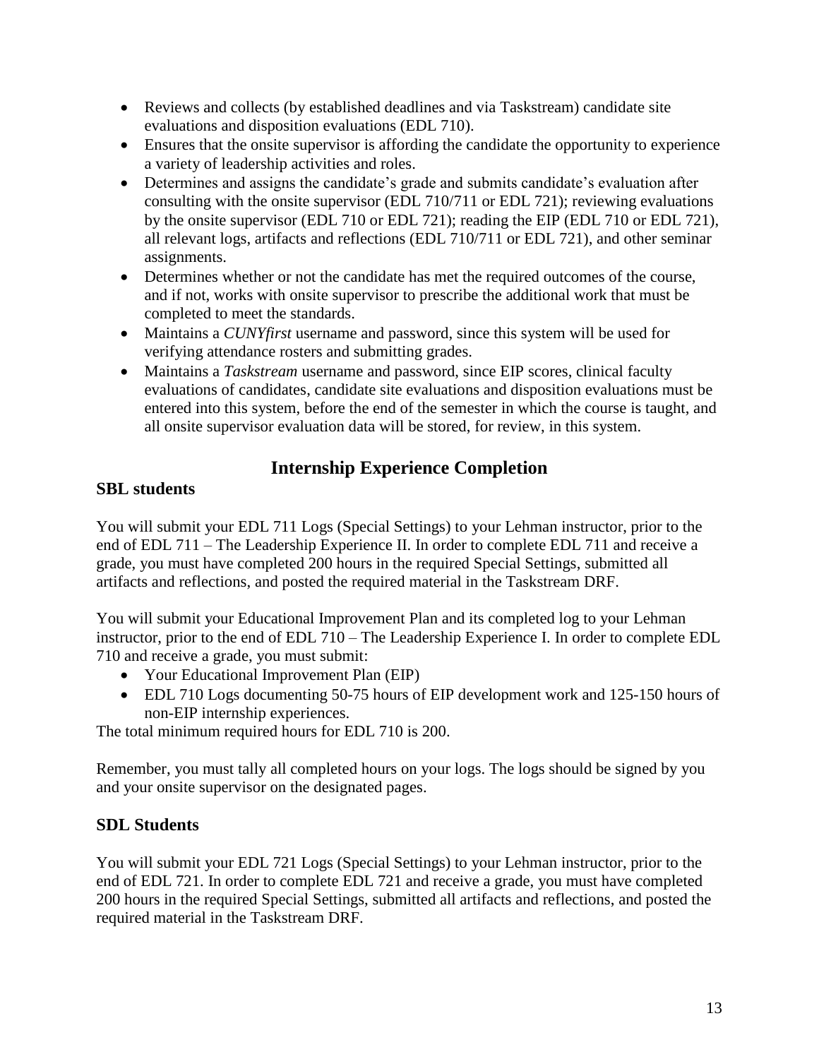- Reviews and collects (by established deadlines and via Taskstream) candidate site evaluations and disposition evaluations (EDL 710).
- Ensures that the onsite supervisor is affording the candidate the opportunity to experience a variety of leadership activities and roles.
- Determines and assigns the candidate's grade and submits candidate's evaluation after consulting with the onsite supervisor (EDL 710/711 or EDL 721); reviewing evaluations by the onsite supervisor (EDL 710 or EDL 721); reading the EIP (EDL 710 or EDL 721), all relevant logs, artifacts and reflections (EDL 710/711 or EDL 721), and other seminar assignments.
- Determines whether or not the candidate has met the required outcomes of the course, and if not, works with onsite supervisor to prescribe the additional work that must be completed to meet the standards.
- Maintains a *CUNYfirst* username and password, since this system will be used for verifying attendance rosters and submitting grades.
- Maintains a *Taskstream* username and password, since EIP scores, clinical faculty evaluations of candidates, candidate site evaluations and disposition evaluations must be entered into this system, before the end of the semester in which the course is taught, and all onsite supervisor evaluation data will be stored, for review, in this system.

## Internship Experience Completion

### SBL students

You will submit your EDL 711 Logs (Special Settings) to your Lehman instructor, prior to the end of EDL 711 – The Leadership Experience II. In order to complete EDL 711 and receive a grade, you must have completed 200 hours in the required Special Settings, submitted all artifacts and reflections, and posted the required material in the Taskstream DRF.

You will submit your Educational Improvement Plan and its completed log to your Lehman instructor, prior to the end of EDL 710 – The Leadership Experience I. In order to complete EDL 710 and receive a grade, you must submit:

- Your Educational Improvement Plan (EIP)
- EDL 710 Logs documenting 50-75 hours of EIP development work and 125-150 hours of non-EIP internship experiences.

The total minimum required hours for EDL 710 is 200.

Remember, you must tally all completed hours on your logs. The logs should be signed by you and your onsite supervisor on the designated pages.

### SDL Students

You will submit your EDL 721 Logs (Special Settings) to your Lehman instructor, prior to the end of EDL 721. In order to complete EDL 721 and receive a grade, you must have completed 200 hours in the required Special Settings, submitted all artifacts and reflections, and posted the required material in the Taskstream DRF.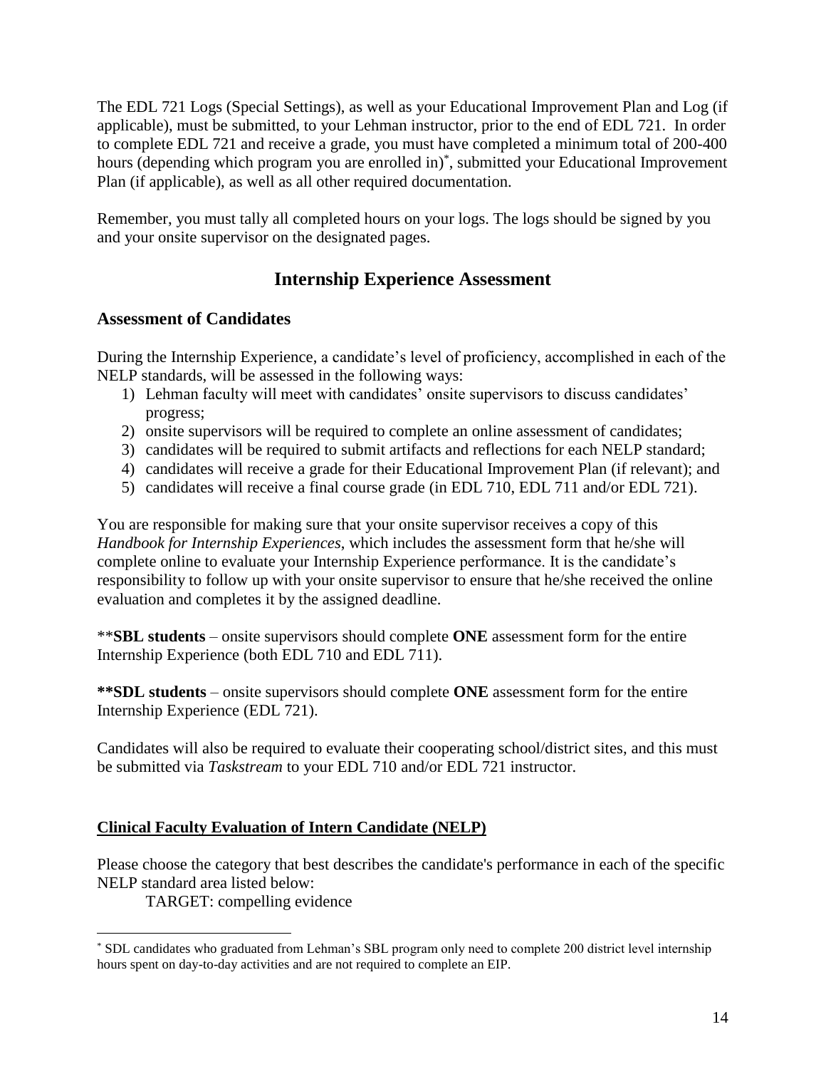The EDL 721 Logs (Special Settings), as well as your Educational Improvement Plan and Log (if applicable), must be submitted, to your Lehman instructor, prior to the end of EDL 721. In order to complete EDL 721 and receive a grade, you must have completed a minimum total of 200-400 hours (depending which program you are enrolled in)[*], submitted your Educational Improvement Plan (if applicable), as well as all other required documentation.

Remember, you must tally all completed hours on your logs. The logs should be signed by you and your onsite supervisor on the designated pages.

## Internship Experience Assessment

### Assessment of Candidates

During the Internship Experience, a candidate's level of proficiency, accomplished in each of the NELP standards, will be assessed in the following ways:

1) Lehman faculty will meet with candidates' onsite supervisors to discuss candidates' progress;
2) onsite supervisors will be required to complete an online assessment of candidates;
3) candidates will be required to submit artifacts and reflections for each NELP standard;
4) candidates will receive a grade for their Educational Improvement Plan (if relevant); and
5) candidates will receive a final course grade (in EDL 710, EDL 711 and/or EDL 721).

You are responsible for making sure that your onsite supervisor receives a copy of this *Handbook for Internship Experiences*, which includes the assessment form that he/she will complete online to evaluate your Internship Experience performance. It is the candidate's responsibility to follow up with your onsite supervisor to ensure that he/she received the online evaluation and completes it by the assigned deadline.

\*\***SBL students** – onsite supervisors should complete **ONE** assessment form for the entire Internship Experience (both EDL 710 and EDL 711).

**\*\*SDL students** – onsite supervisors should complete **ONE** assessment form for the entire Internship Experience (EDL 721).

Candidates will also be required to evaluate their cooperating school/district sites, and this must be submitted via *Taskstream* to your EDL 710 and/or EDL 721 instructor.

**Clinical Faculty Evaluation of Intern Candidate (NELP)**

Please choose the category that best describes the candidate's performance in each of the specific NELP standard area listed below:

TARGET: compelling evidence

---

[*] SDL candidates who graduated from Lehman's SBL program only need to complete 200 district level internship hours spent on day-to-day activities and are not required to complete an EIP.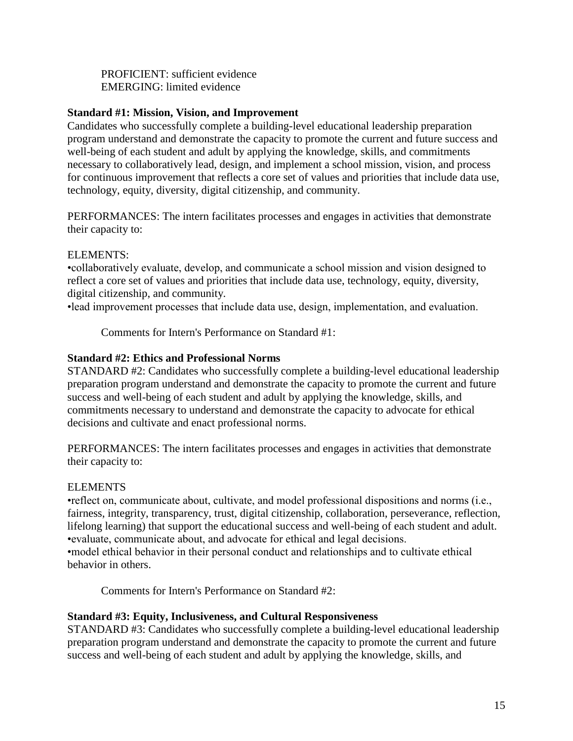PROFICIENT: sufficient evidence
EMERGING: limited evidence

**Standard #1: Mission, Vision, and Improvement**

Candidates who successfully complete a building-level educational leadership preparation program understand and demonstrate the capacity to promote the current and future success and well-being of each student and adult by applying the knowledge, skills, and commitments necessary to collaboratively lead, design, and implement a school mission, vision, and process for continuous improvement that reflects a core set of values and priorities that include data use, technology, equity, diversity, digital citizenship, and community.

PERFORMANCES: The intern facilitates processes and engages in activities that demonstrate their capacity to:

ELEMENTS:

- collaboratively evaluate, develop, and communicate a school mission and vision designed to reflect a core set of values and priorities that include data use, technology, equity, diversity, digital citizenship, and community.
- lead improvement processes that include data use, design, implementation, and evaluation.

Comments for Intern's Performance on Standard #1:

**Standard #2: Ethics and Professional Norms**

STANDARD #2: Candidates who successfully complete a building-level educational leadership preparation program understand and demonstrate the capacity to promote the current and future success and well-being of each student and adult by applying the knowledge, skills, and commitments necessary to understand and demonstrate the capacity to advocate for ethical decisions and cultivate and enact professional norms.

PERFORMANCES: The intern facilitates processes and engages in activities that demonstrate their capacity to:

ELEMENTS

- reflect on, communicate about, cultivate, and model professional dispositions and norms (i.e., fairness, integrity, transparency, trust, digital citizenship, collaboration, perseverance, reflection, lifelong learning) that support the educational success and well-being of each student and adult.
- evaluate, communicate about, and advocate for ethical and legal decisions.
- model ethical behavior in their personal conduct and relationships and to cultivate ethical behavior in others.

Comments for Intern's Performance on Standard #2:

**Standard #3: Equity, Inclusiveness, and Cultural Responsiveness**

STANDARD #3: Candidates who successfully complete a building-level educational leadership preparation program understand and demonstrate the capacity to promote the current and future success and well-being of each student and adult by applying the knowledge, skills, and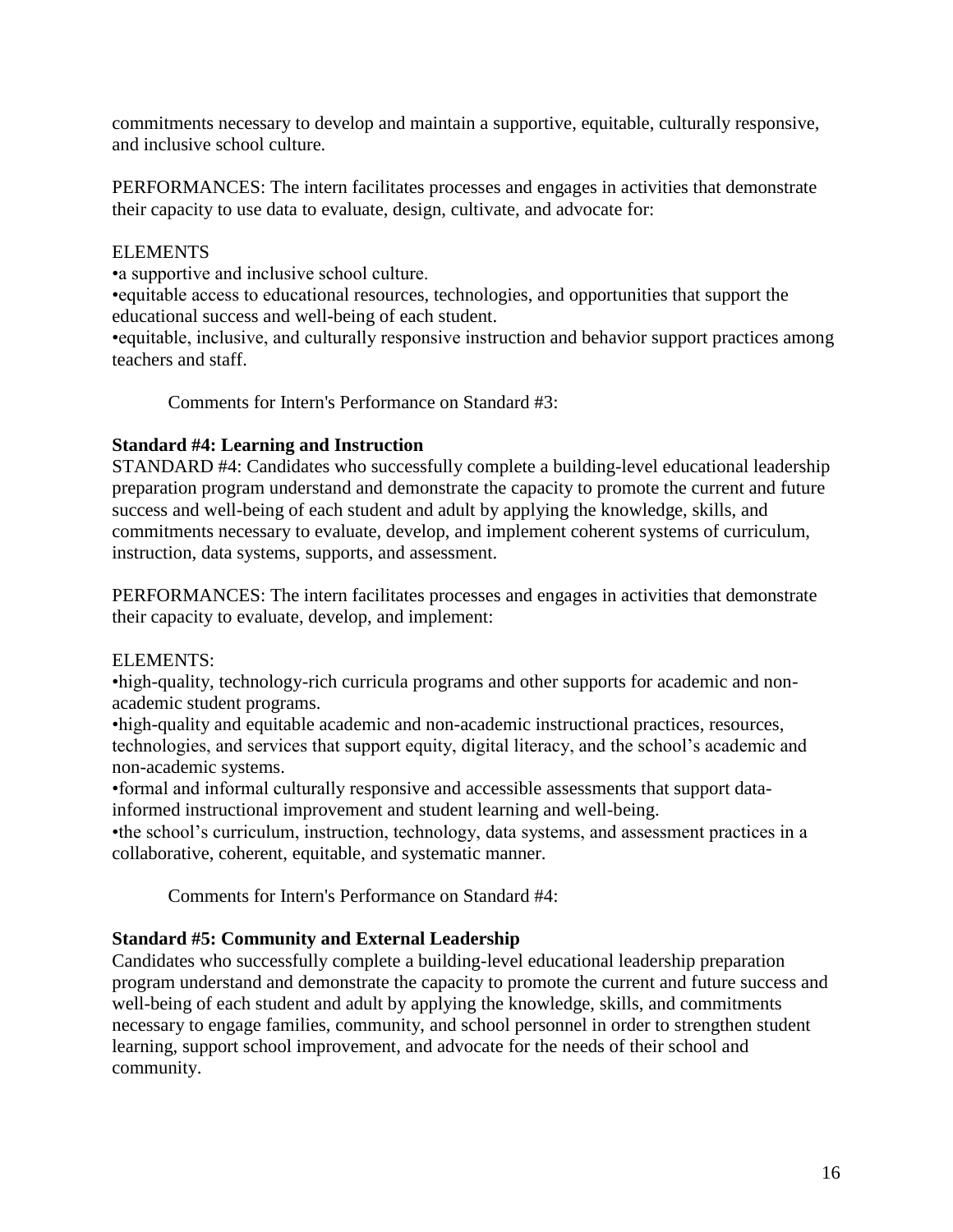commitments necessary to develop and maintain a supportive, equitable, culturally responsive, and inclusive school culture.

PERFORMANCES: The intern facilitates processes and engages in activities that demonstrate their capacity to use data to evaluate, design, cultivate, and advocate for:

ELEMENTS

•a supportive and inclusive school culture.

•equitable access to educational resources, technologies, and opportunities that support the educational success and well-being of each student.

•equitable, inclusive, and culturally responsive instruction and behavior support practices among teachers and staff.

Comments for Intern's Performance on Standard #3:

**Standard #4: Learning and Instruction**

STANDARD #4: Candidates who successfully complete a building-level educational leadership preparation program understand and demonstrate the capacity to promote the current and future success and well-being of each student and adult by applying the knowledge, skills, and commitments necessary to evaluate, develop, and implement coherent systems of curriculum, instruction, data systems, supports, and assessment.

PERFORMANCES: The intern facilitates processes and engages in activities that demonstrate their capacity to evaluate, develop, and implement:

ELEMENTS:

•high-quality, technology-rich curricula programs and other supports for academic and non-academic student programs.

•high-quality and equitable academic and non-academic instructional practices, resources, technologies, and services that support equity, digital literacy, and the school's academic and non-academic systems.

•formal and informal culturally responsive and accessible assessments that support data-informed instructional improvement and student learning and well-being.

•the school's curriculum, instruction, technology, data systems, and assessment practices in a collaborative, coherent, equitable, and systematic manner.

Comments for Intern's Performance on Standard #4:

**Standard #5: Community and External Leadership**

Candidates who successfully complete a building-level educational leadership preparation program understand and demonstrate the capacity to promote the current and future success and well-being of each student and adult by applying the knowledge, skills, and commitments necessary to engage families, community, and school personnel in order to strengthen student learning, support school improvement, and advocate for the needs of their school and community.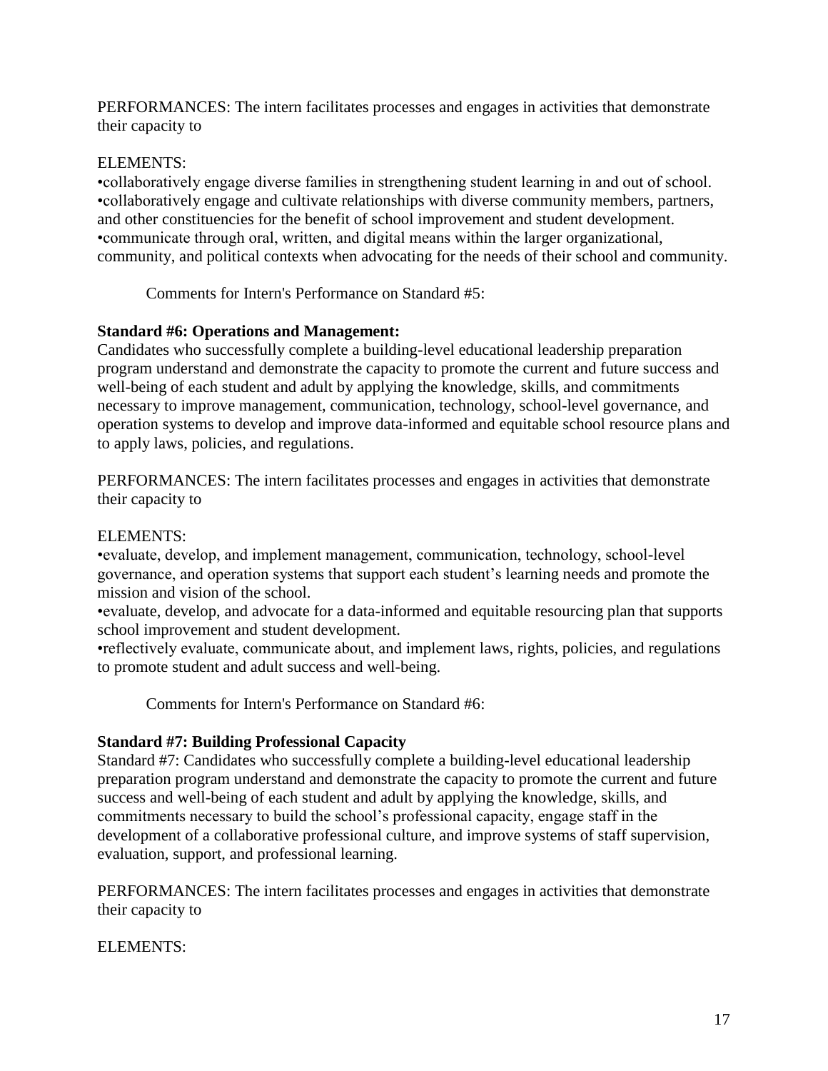PERFORMANCES: The intern facilitates processes and engages in activities that demonstrate their capacity to

ELEMENTS:

•collaboratively engage diverse families in strengthening student learning in and out of school.
•collaboratively engage and cultivate relationships with diverse community members, partners, and other constituencies for the benefit of school improvement and student development.
•communicate through oral, written, and digital means within the larger organizational, community, and political contexts when advocating for the needs of their school and community.

Comments for Intern's Performance on Standard #5:

**Standard #6: Operations and Management:**

Candidates who successfully complete a building-level educational leadership preparation program understand and demonstrate the capacity to promote the current and future success and well-being of each student and adult by applying the knowledge, skills, and commitments necessary to improve management, communication, technology, school-level governance, and operation systems to develop and improve data-informed and equitable school resource plans and to apply laws, policies, and regulations.

PERFORMANCES: The intern facilitates processes and engages in activities that demonstrate their capacity to

ELEMENTS:

•evaluate, develop, and implement management, communication, technology, school-level governance, and operation systems that support each student's learning needs and promote the mission and vision of the school.
•evaluate, develop, and advocate for a data-informed and equitable resourcing plan that supports school improvement and student development.
•reflectively evaluate, communicate about, and implement laws, rights, policies, and regulations to promote student and adult success and well-being.

Comments for Intern's Performance on Standard #6:

**Standard #7: Building Professional Capacity**

Standard #7: Candidates who successfully complete a building-level educational leadership preparation program understand and demonstrate the capacity to promote the current and future success and well-being of each student and adult by applying the knowledge, skills, and commitments necessary to build the school's professional capacity, engage staff in the development of a collaborative professional culture, and improve systems of staff supervision, evaluation, support, and professional learning.

PERFORMANCES: The intern facilitates processes and engages in activities that demonstrate their capacity to

ELEMENTS: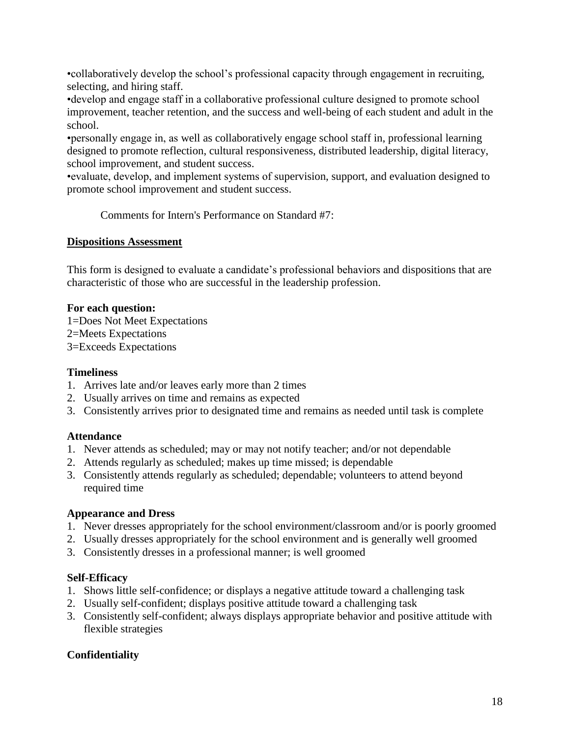•collaboratively develop the school's professional capacity through engagement in recruiting, selecting, and hiring staff.
•develop and engage staff in a collaborative professional culture designed to promote school improvement, teacher retention, and the success and well-being of each student and adult in the school.
•personally engage in, as well as collaboratively engage school staff in, professional learning designed to promote reflection, cultural responsiveness, distributed leadership, digital literacy, school improvement, and student success.
•evaluate, develop, and implement systems of supervision, support, and evaluation designed to promote school improvement and student success.

Comments for Intern's Performance on Standard #7:

## Dispositions Assessment

This form is designed to evaluate a candidate's professional behaviors and dispositions that are characteristic of those who are successful in the leadership profession.

**For each question:**
1=Does Not Meet Expectations
2=Meets Expectations
3=Exceeds Expectations

**Timeliness**
1. Arrives late and/or leaves early more than 2 times
2. Usually arrives on time and remains as expected
3. Consistently arrives prior to designated time and remains as needed until task is complete

**Attendance**
1. Never attends as scheduled; may or may not notify teacher; and/or not dependable
2. Attends regularly as scheduled; makes up time missed; is dependable
3. Consistently attends regularly as scheduled; dependable; volunteers to attend beyond required time

**Appearance and Dress**
1. Never dresses appropriately for the school environment/classroom and/or is poorly groomed
2. Usually dresses appropriately for the school environment and is generally well groomed
3. Consistently dresses in a professional manner; is well groomed

**Self-Efficacy**
1. Shows little self-confidence; or displays a negative attitude toward a challenging task
2. Usually self-confident; displays positive attitude toward a challenging task
3. Consistently self-confident; always displays appropriate behavior and positive attitude with flexible strategies

**Confidentiality**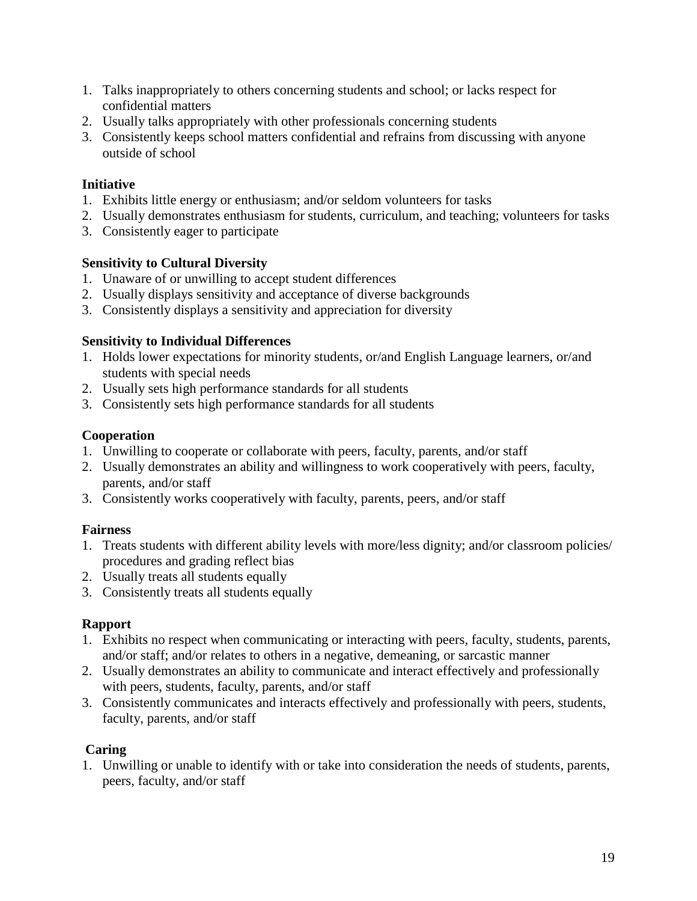1. Talks inappropriately to others concerning students and school; or lacks respect for confidential matters
2. Usually talks appropriately with other professionals concerning students
3. Consistently keeps school matters confidential and refrains from discussing with anyone outside of school

**Initiative**

1. Exhibits little energy or enthusiasm; and/or seldom volunteers for tasks
2. Usually demonstrates enthusiasm for students, curriculum, and teaching; volunteers for tasks
3. Consistently eager to participate

**Sensitivity to Cultural Diversity**

1. Unaware of or unwilling to accept student differences
2. Usually displays sensitivity and acceptance of diverse backgrounds
3. Consistently displays a sensitivity and appreciation for diversity

**Sensitivity to Individual Differences**

1. Holds lower expectations for minority students, or/and English Language learners, or/and students with special needs
2. Usually sets high performance standards for all students
3. Consistently sets high performance standards for all students

**Cooperation**

1. Unwilling to cooperate or collaborate with peers, faculty, parents, and/or staff
2. Usually demonstrates an ability and willingness to work cooperatively with peers, faculty, parents, and/or staff
3. Consistently works cooperatively with faculty, parents, peers, and/or staff

**Fairness**

1. Treats students with different ability levels with more/less dignity; and/or classroom policies/ procedures and grading reflect bias
2. Usually treats all students equally
3. Consistently treats all students equally

**Rapport**

1. Exhibits no respect when communicating or interacting with peers, faculty, students, parents, and/or staff; and/or relates to others in a negative, demeaning, or sarcastic manner
2. Usually demonstrates an ability to communicate and interact effectively and professionally with peers, students, faculty, parents, and/or staff
3. Consistently communicates and interacts effectively and professionally with peers, students, faculty, parents, and/or staff

**Caring**

1. Unwilling or unable to identify with or take into consideration the needs of students, parents, peers, faculty, and/or staff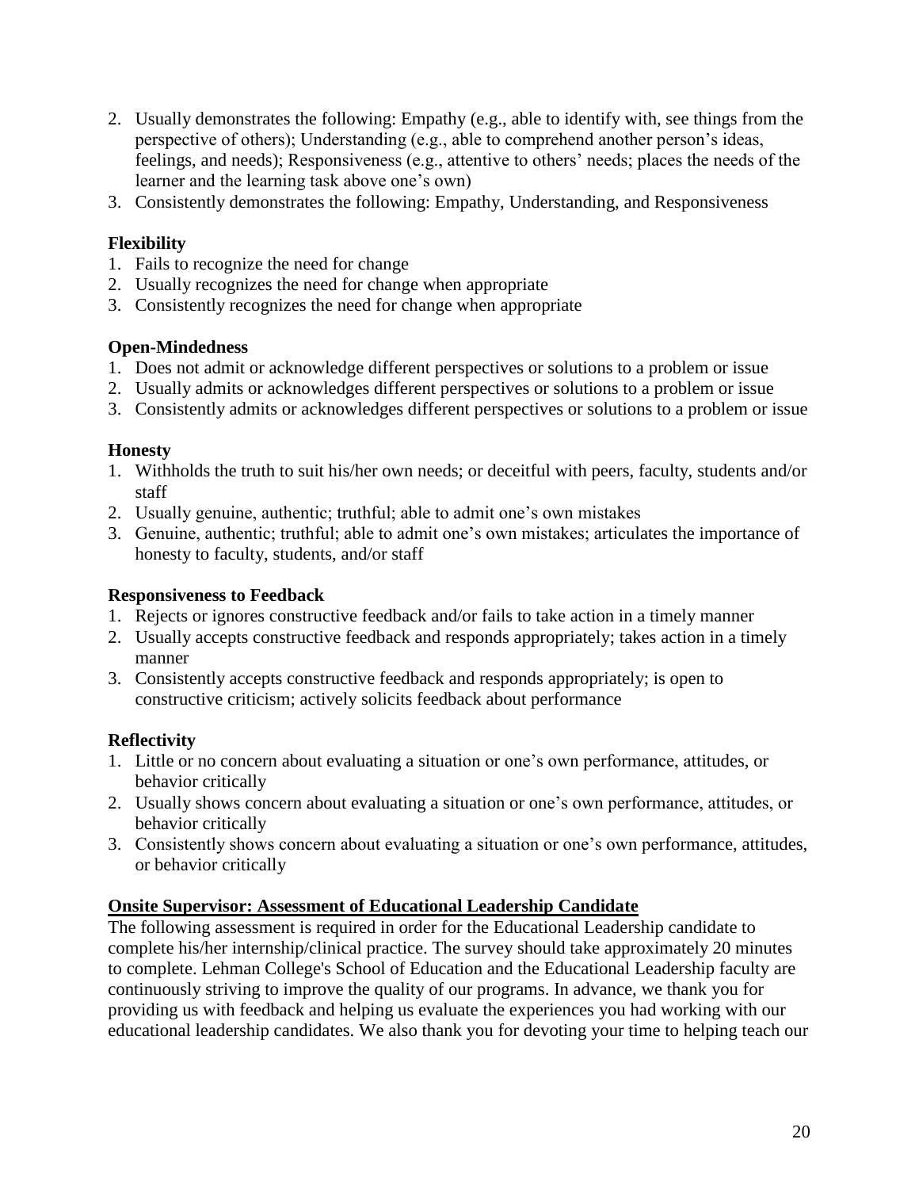2. Usually demonstrates the following: Empathy (e.g., able to identify with, see things from the perspective of others); Understanding (e.g., able to comprehend another person's ideas, feelings, and needs); Responsiveness (e.g., attentive to others' needs; places the needs of the learner and the learning task above one's own)
3. Consistently demonstrates the following: Empathy, Understanding, and Responsiveness

**Flexibility**

1. Fails to recognize the need for change
2. Usually recognizes the need for change when appropriate
3. Consistently recognizes the need for change when appropriate

**Open-Mindedness**

1. Does not admit or acknowledge different perspectives or solutions to a problem or issue
2. Usually admits or acknowledges different perspectives or solutions to a problem or issue
3. Consistently admits or acknowledges different perspectives or solutions to a problem or issue

**Honesty**

1. Withholds the truth to suit his/her own needs; or deceitful with peers, faculty, students and/or staff
2. Usually genuine, authentic; truthful; able to admit one's own mistakes
3. Genuine, authentic; truthful; able to admit one's own mistakes; articulates the importance of honesty to faculty, students, and/or staff

**Responsiveness to Feedback**

1. Rejects or ignores constructive feedback and/or fails to take action in a timely manner
2. Usually accepts constructive feedback and responds appropriately; takes action in a timely manner
3. Consistently accepts constructive feedback and responds appropriately; is open to constructive criticism; actively solicits feedback about performance

**Reflectivity**

1. Little or no concern about evaluating a situation or one's own performance, attitudes, or behavior critically
2. Usually shows concern about evaluating a situation or one's own performance, attitudes, or behavior critically
3. Consistently shows concern about evaluating a situation or one's own performance, attitudes, or behavior critically

## Onsite Supervisor: Assessment of Educational Leadership Candidate

The following assessment is required in order for the Educational Leadership candidate to complete his/her internship/clinical practice. The survey should take approximately 20 minutes to complete. Lehman College's School of Education and the Educational Leadership faculty are continuously striving to improve the quality of our programs. In advance, we thank you for providing us with feedback and helping us evaluate the experiences you had working with our educational leadership candidates. We also thank you for devoting your time to helping teach our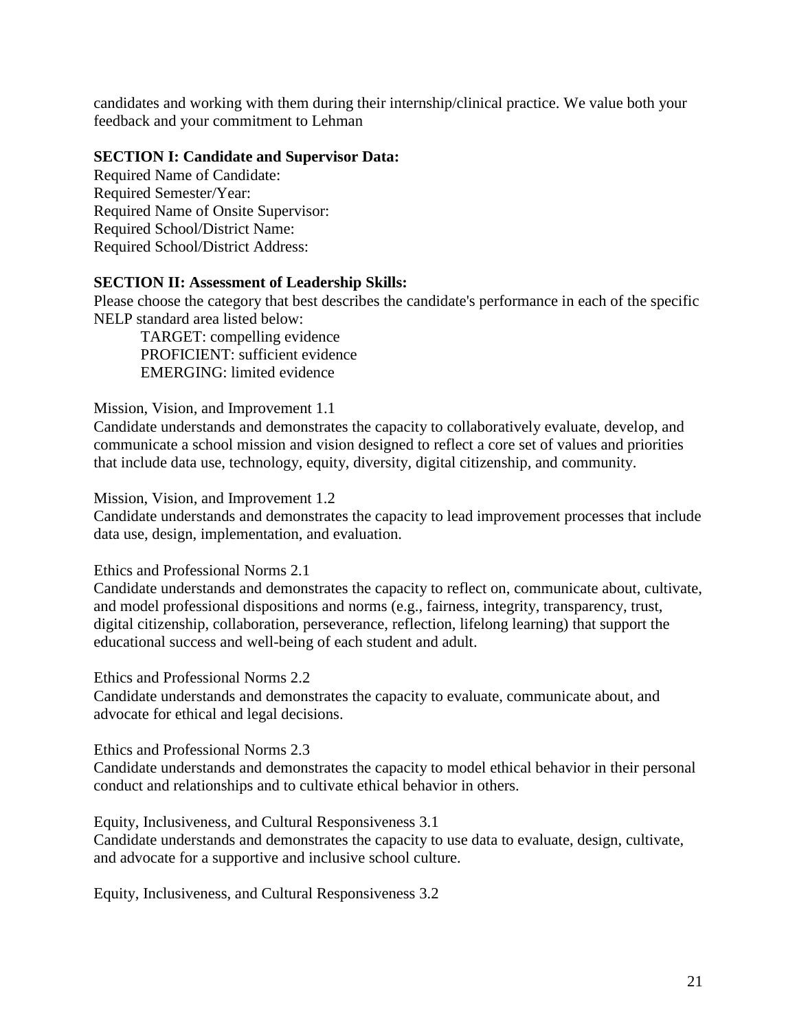candidates and working with them during their internship/clinical practice. We value both your feedback and your commitment to Lehman

**SECTION I: Candidate and Supervisor Data:**

Required Name of Candidate:
Required Semester/Year:
Required Name of Onsite Supervisor:
Required School/District Name:
Required School/District Address:

**SECTION II: Assessment of Leadership Skills:**

Please choose the category that best describes the candidate's performance in each of the specific NELP standard area listed below:

TARGET: compelling evidence
PROFICIENT: sufficient evidence
EMERGING: limited evidence

Mission, Vision, and Improvement 1.1
Candidate understands and demonstrates the capacity to collaboratively evaluate, develop, and communicate a school mission and vision designed to reflect a core set of values and priorities that include data use, technology, equity, diversity, digital citizenship, and community.

Mission, Vision, and Improvement 1.2
Candidate understands and demonstrates the capacity to lead improvement processes that include data use, design, implementation, and evaluation.

Ethics and Professional Norms 2.1
Candidate understands and demonstrates the capacity to reflect on, communicate about, cultivate, and model professional dispositions and norms (e.g., fairness, integrity, transparency, trust, digital citizenship, collaboration, perseverance, reflection, lifelong learning) that support the educational success and well-being of each student and adult.

Ethics and Professional Norms 2.2
Candidate understands and demonstrates the capacity to evaluate, communicate about, and advocate for ethical and legal decisions.

Ethics and Professional Norms 2.3
Candidate understands and demonstrates the capacity to model ethical behavior in their personal conduct and relationships and to cultivate ethical behavior in others.

Equity, Inclusiveness, and Cultural Responsiveness 3.1
Candidate understands and demonstrates the capacity to use data to evaluate, design, cultivate, and advocate for a supportive and inclusive school culture.

Equity, Inclusiveness, and Cultural Responsiveness 3.2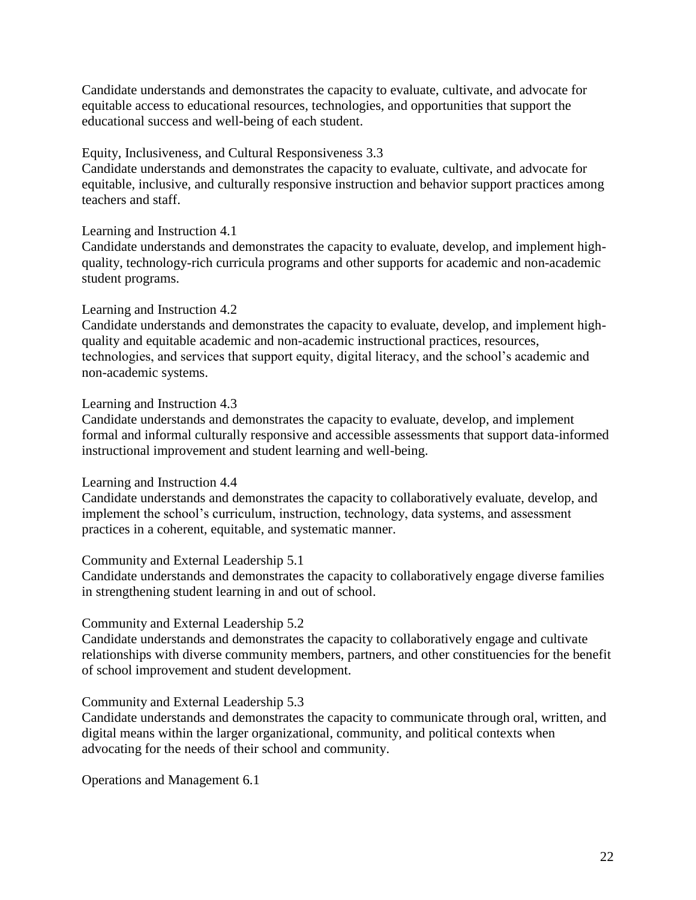Candidate understands and demonstrates the capacity to evaluate, cultivate, and advocate for equitable access to educational resources, technologies, and opportunities that support the educational success and well-being of each student.

Equity, Inclusiveness, and Cultural Responsiveness 3.3
Candidate understands and demonstrates the capacity to evaluate, cultivate, and advocate for equitable, inclusive, and culturally responsive instruction and behavior support practices among teachers and staff.

Learning and Instruction 4.1
Candidate understands and demonstrates the capacity to evaluate, develop, and implement high-quality, technology-rich curricula programs and other supports for academic and non-academic student programs.

Learning and Instruction 4.2
Candidate understands and demonstrates the capacity to evaluate, develop, and implement high-quality and equitable academic and non-academic instructional practices, resources, technologies, and services that support equity, digital literacy, and the school's academic and non-academic systems.

Learning and Instruction 4.3
Candidate understands and demonstrates the capacity to evaluate, develop, and implement formal and informal culturally responsive and accessible assessments that support data-informed instructional improvement and student learning and well-being.

Learning and Instruction 4.4
Candidate understands and demonstrates the capacity to collaboratively evaluate, develop, and implement the school's curriculum, instruction, technology, data systems, and assessment practices in a coherent, equitable, and systematic manner.

Community and External Leadership 5.1
Candidate understands and demonstrates the capacity to collaboratively engage diverse families in strengthening student learning in and out of school.

Community and External Leadership 5.2
Candidate understands and demonstrates the capacity to collaboratively engage and cultivate relationships with diverse community members, partners, and other constituencies for the benefit of school improvement and student development.

Community and External Leadership 5.3
Candidate understands and demonstrates the capacity to communicate through oral, written, and digital means within the larger organizational, community, and political contexts when advocating for the needs of their school and community.

Operations and Management 6.1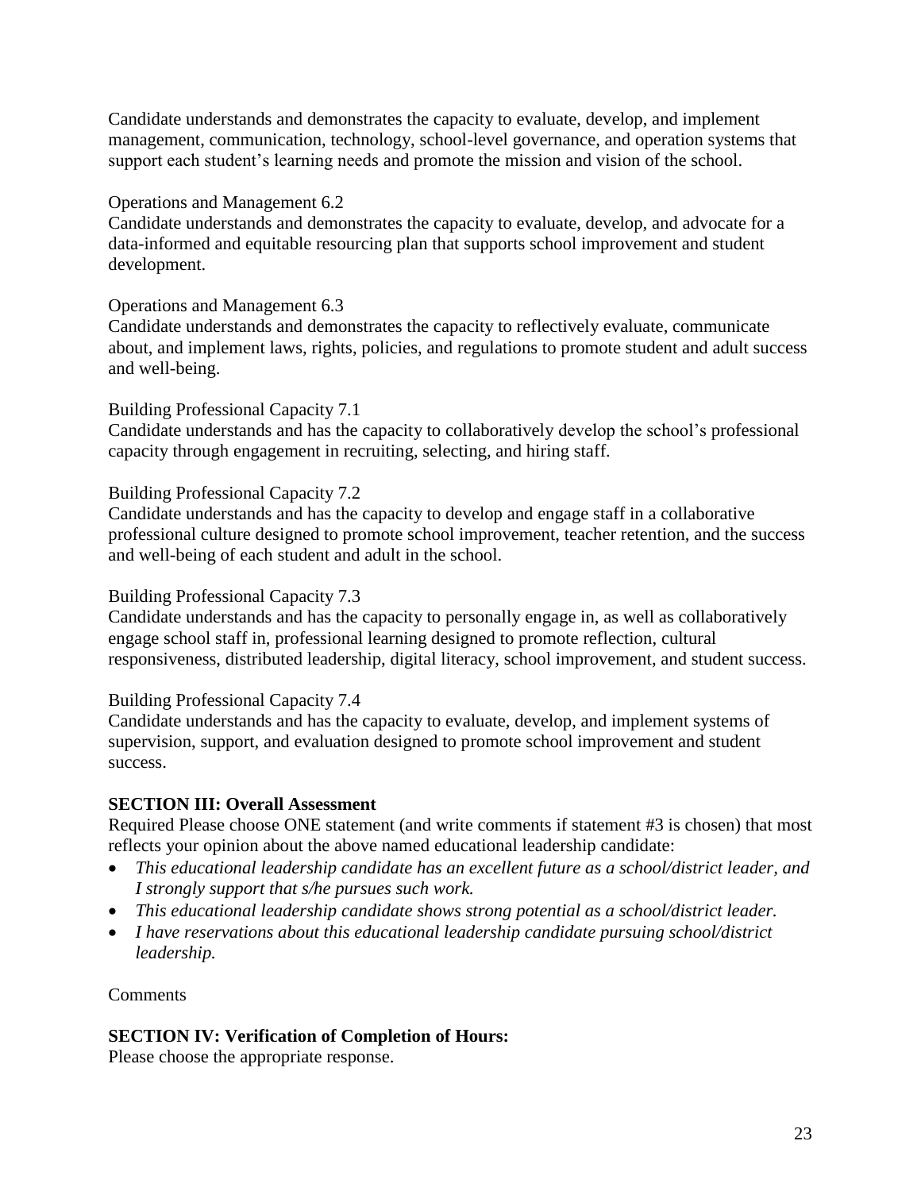Candidate understands and demonstrates the capacity to evaluate, develop, and implement management, communication, technology, school-level governance, and operation systems that support each student's learning needs and promote the mission and vision of the school.

Operations and Management 6.2
Candidate understands and demonstrates the capacity to evaluate, develop, and advocate for a data-informed and equitable resourcing plan that supports school improvement and student development.

Operations and Management 6.3
Candidate understands and demonstrates the capacity to reflectively evaluate, communicate about, and implement laws, rights, policies, and regulations to promote student and adult success and well-being.

Building Professional Capacity 7.1
Candidate understands and has the capacity to collaboratively develop the school's professional capacity through engagement in recruiting, selecting, and hiring staff.

Building Professional Capacity 7.2
Candidate understands and has the capacity to develop and engage staff in a collaborative professional culture designed to promote school improvement, teacher retention, and the success and well-being of each student and adult in the school.

Building Professional Capacity 7.3
Candidate understands and has the capacity to personally engage in, as well as collaboratively engage school staff in, professional learning designed to promote reflection, cultural responsiveness, distributed leadership, digital literacy, school improvement, and student success.

Building Professional Capacity 7.4
Candidate understands and has the capacity to evaluate, develop, and implement systems of supervision, support, and evaluation designed to promote school improvement and student success.

**SECTION III: Overall Assessment**
Required Please choose ONE statement (and write comments if statement #3 is chosen) that most reflects your opinion about the above named educational leadership candidate:

- *This educational leadership candidate has an excellent future as a school/district leader, and I strongly support that s/he pursues such work.*
- *This educational leadership candidate shows strong potential as a school/district leader.*
- *I have reservations about this educational leadership candidate pursuing school/district leadership.*

Comments

**SECTION IV: Verification of Completion of Hours:**
Please choose the appropriate response.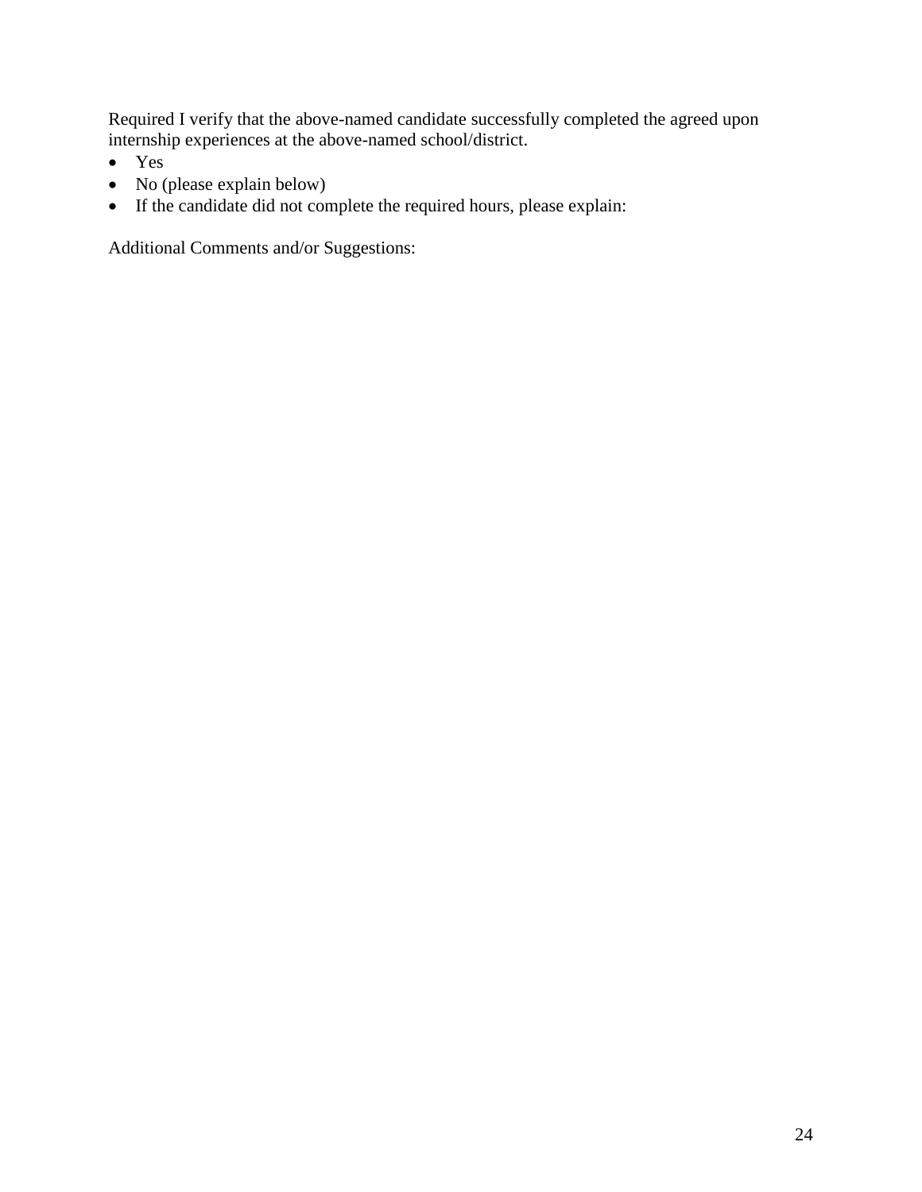Required I verify that the above-named candidate successfully completed the agreed upon internship experiences at the above-named school/district.

- Yes
- No (please explain below)
- If the candidate did not complete the required hours, please explain:

Additional Comments and/or Suggestions: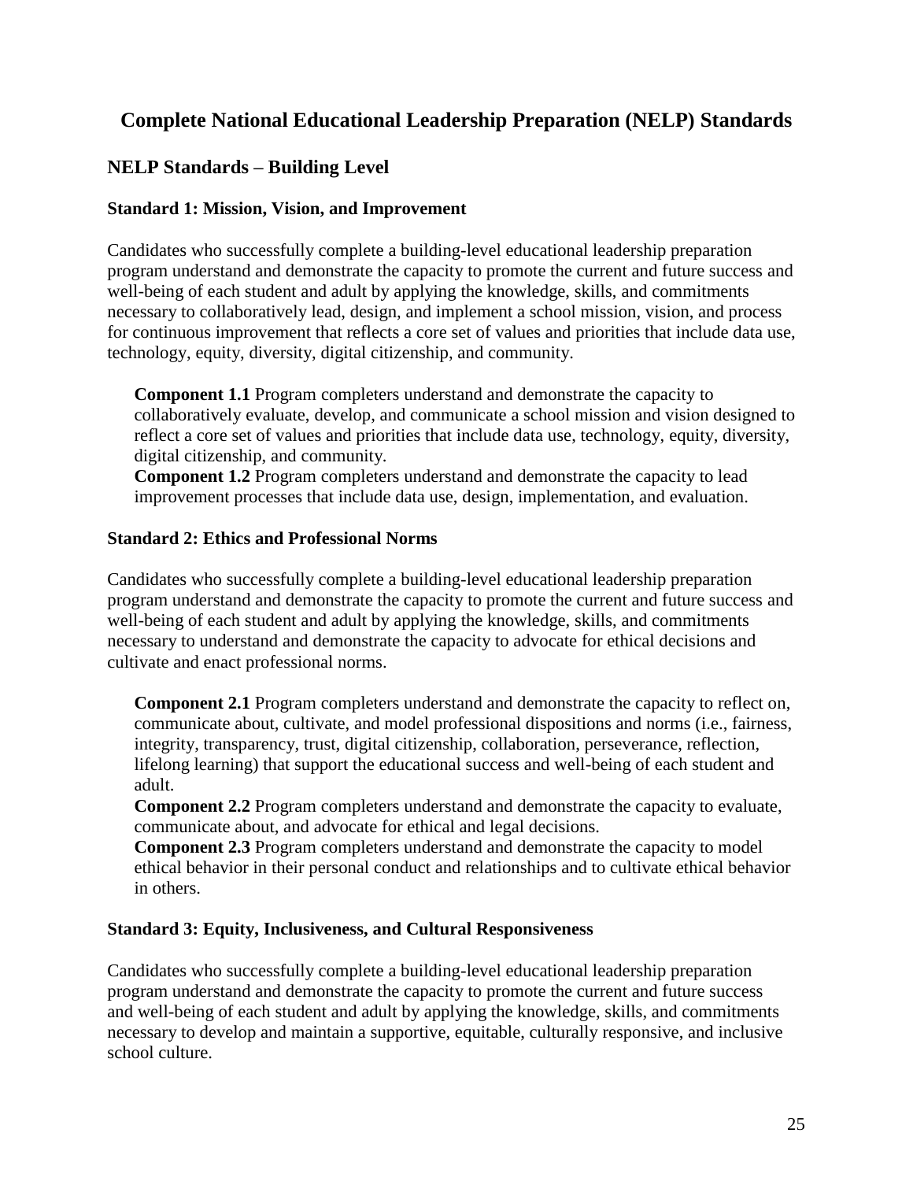# Complete National Educational Leadership Preparation (NELP) Standards

## NELP Standards – Building Level

### Standard 1: Mission, Vision, and Improvement

Candidates who successfully complete a building-level educational leadership preparation program understand and demonstrate the capacity to promote the current and future success and well-being of each student and adult by applying the knowledge, skills, and commitments necessary to collaboratively lead, design, and implement a school mission, vision, and process for continuous improvement that reflects a core set of values and priorities that include data use, technology, equity, diversity, digital citizenship, and community.

**Component 1.1** Program completers understand and demonstrate the capacity to collaboratively evaluate, develop, and communicate a school mission and vision designed to reflect a core set of values and priorities that include data use, technology, equity, diversity, digital citizenship, and community.

**Component 1.2** Program completers understand and demonstrate the capacity to lead improvement processes that include data use, design, implementation, and evaluation.

### Standard 2: Ethics and Professional Norms

Candidates who successfully complete a building-level educational leadership preparation program understand and demonstrate the capacity to promote the current and future success and well-being of each student and adult by applying the knowledge, skills, and commitments necessary to understand and demonstrate the capacity to advocate for ethical decisions and cultivate and enact professional norms.

**Component 2.1** Program completers understand and demonstrate the capacity to reflect on, communicate about, cultivate, and model professional dispositions and norms (i.e., fairness, integrity, transparency, trust, digital citizenship, collaboration, perseverance, reflection, lifelong learning) that support the educational success and well-being of each student and adult.

**Component 2.2** Program completers understand and demonstrate the capacity to evaluate, communicate about, and advocate for ethical and legal decisions.

**Component 2.3** Program completers understand and demonstrate the capacity to model ethical behavior in their personal conduct and relationships and to cultivate ethical behavior in others.

### Standard 3: Equity, Inclusiveness, and Cultural Responsiveness

Candidates who successfully complete a building-level educational leadership preparation program understand and demonstrate the capacity to promote the current and future success and well-being of each student and adult by applying the knowledge, skills, and commitments necessary to develop and maintain a supportive, equitable, culturally responsive, and inclusive school culture.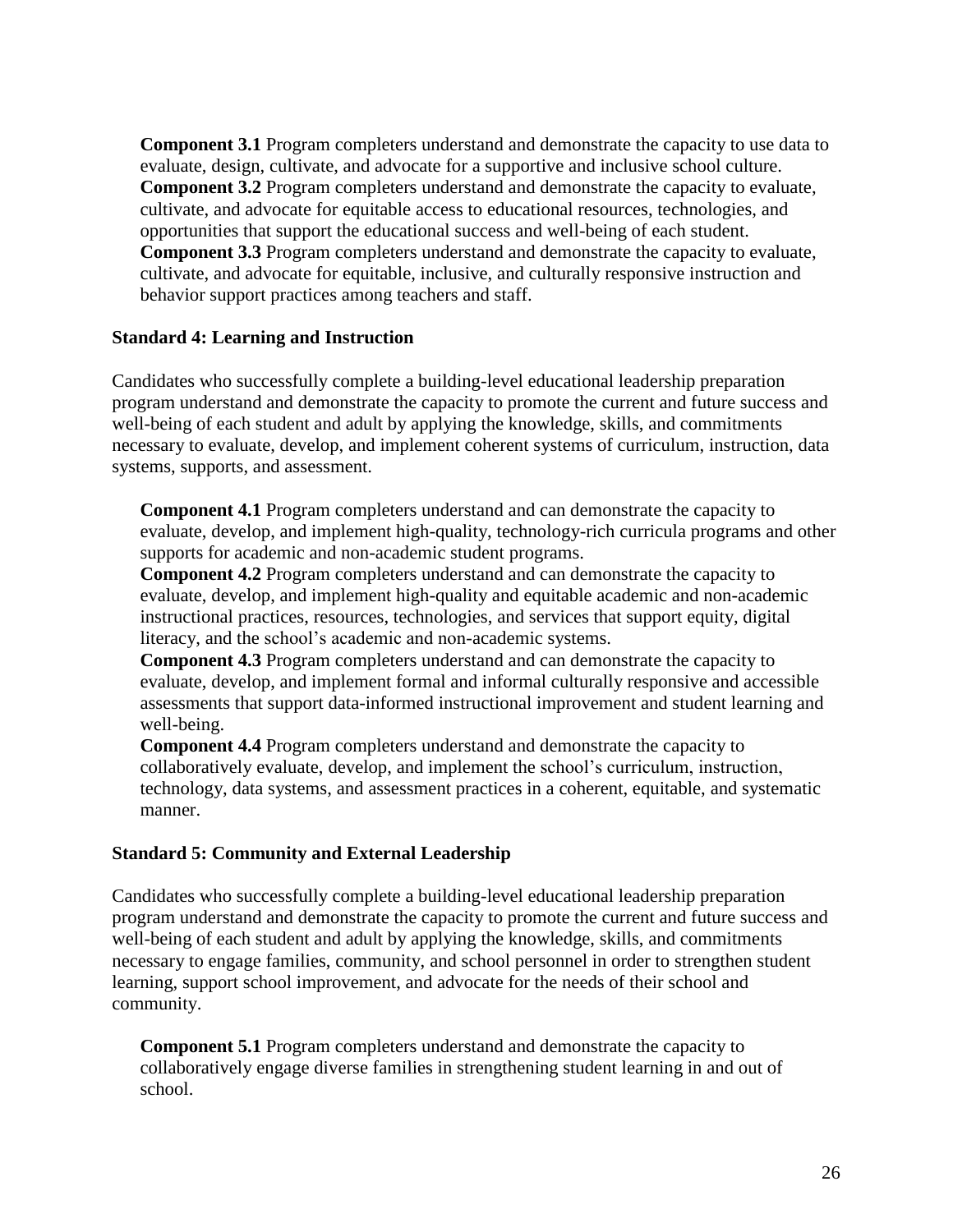**Component 3.1** Program completers understand and demonstrate the capacity to use data to evaluate, design, cultivate, and advocate for a supportive and inclusive school culture.
**Component 3.2** Program completers understand and demonstrate the capacity to evaluate, cultivate, and advocate for equitable access to educational resources, technologies, and opportunities that support the educational success and well-being of each student.
**Component 3.3** Program completers understand and demonstrate the capacity to evaluate, cultivate, and advocate for equitable, inclusive, and culturally responsive instruction and behavior support practices among teachers and staff.

**Standard 4: Learning and Instruction**

Candidates who successfully complete a building-level educational leadership preparation program understand and demonstrate the capacity to promote the current and future success and well-being of each student and adult by applying the knowledge, skills, and commitments necessary to evaluate, develop, and implement coherent systems of curriculum, instruction, data systems, supports, and assessment.

**Component 4.1** Program completers understand and can demonstrate the capacity to evaluate, develop, and implement high-quality, technology-rich curricula programs and other supports for academic and non-academic student programs.
**Component 4.2** Program completers understand and can demonstrate the capacity to evaluate, develop, and implement high-quality and equitable academic and non-academic instructional practices, resources, technologies, and services that support equity, digital literacy, and the school's academic and non-academic systems.
**Component 4.3** Program completers understand and can demonstrate the capacity to evaluate, develop, and implement formal and informal culturally responsive and accessible assessments that support data-informed instructional improvement and student learning and well-being.
**Component 4.4** Program completers understand and demonstrate the capacity to collaboratively evaluate, develop, and implement the school's curriculum, instruction, technology, data systems, and assessment practices in a coherent, equitable, and systematic manner.

**Standard 5: Community and External Leadership**

Candidates who successfully complete a building-level educational leadership preparation program understand and demonstrate the capacity to promote the current and future success and well-being of each student and adult by applying the knowledge, skills, and commitments necessary to engage families, community, and school personnel in order to strengthen student learning, support school improvement, and advocate for the needs of their school and community.

**Component 5.1** Program completers understand and demonstrate the capacity to collaboratively engage diverse families in strengthening student learning in and out of school.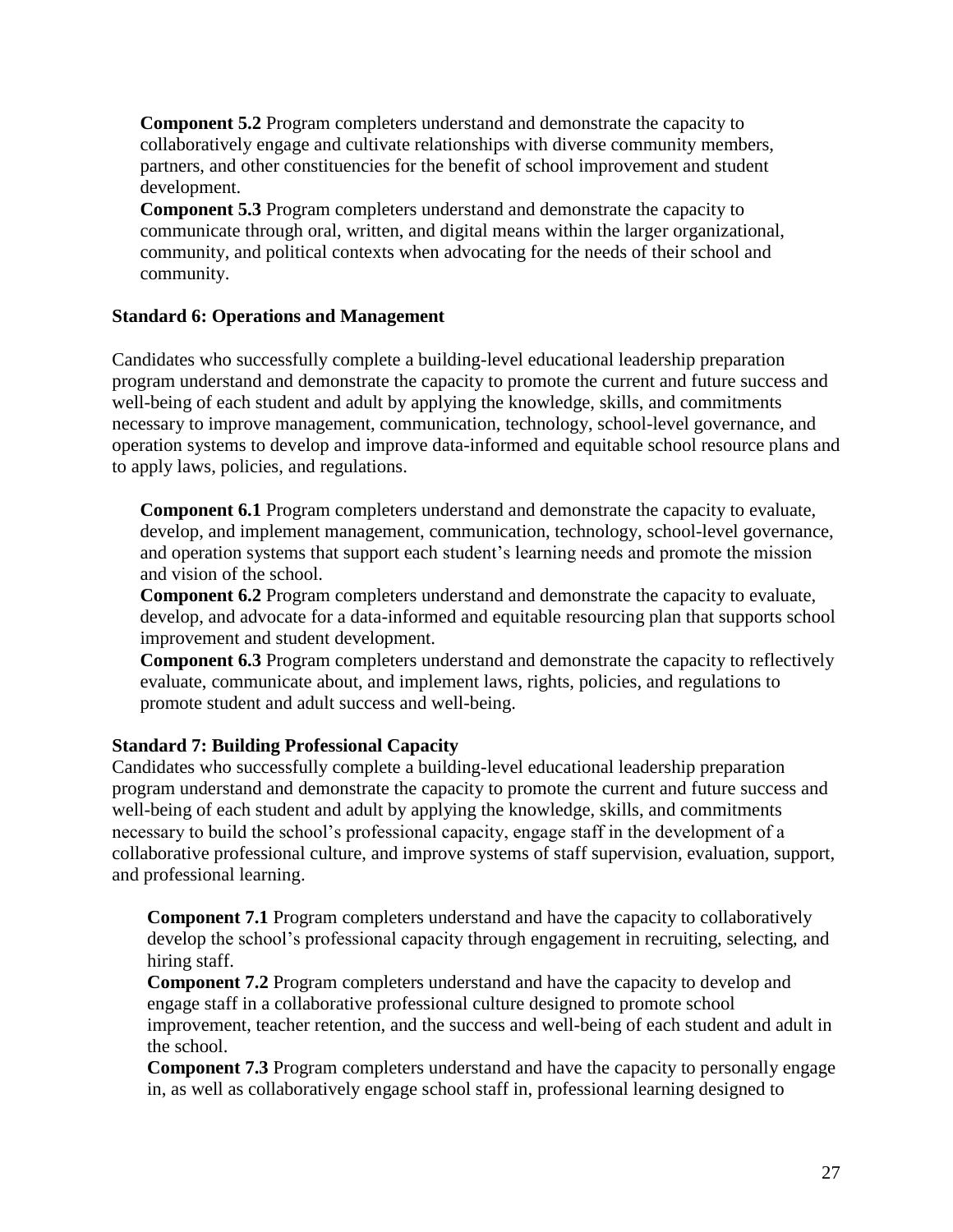**Component 5.2** Program completers understand and demonstrate the capacity to collaboratively engage and cultivate relationships with diverse community members, partners, and other constituencies for the benefit of school improvement and student development.

**Component 5.3** Program completers understand and demonstrate the capacity to communicate through oral, written, and digital means within the larger organizational, community, and political contexts when advocating for the needs of their school and community.

### Standard 6: Operations and Management

Candidates who successfully complete a building-level educational leadership preparation program understand and demonstrate the capacity to promote the current and future success and well-being of each student and adult by applying the knowledge, skills, and commitments necessary to improve management, communication, technology, school-level governance, and operation systems to develop and improve data-informed and equitable school resource plans and to apply laws, policies, and regulations.

**Component 6.1** Program completers understand and demonstrate the capacity to evaluate, develop, and implement management, communication, technology, school-level governance, and operation systems that support each student's learning needs and promote the mission and vision of the school.

**Component 6.2** Program completers understand and demonstrate the capacity to evaluate, develop, and advocate for a data-informed and equitable resourcing plan that supports school improvement and student development.

**Component 6.3** Program completers understand and demonstrate the capacity to reflectively evaluate, communicate about, and implement laws, rights, policies, and regulations to promote student and adult success and well-being.

### Standard 7: Building Professional Capacity

Candidates who successfully complete a building-level educational leadership preparation program understand and demonstrate the capacity to promote the current and future success and well-being of each student and adult by applying the knowledge, skills, and commitments necessary to build the school's professional capacity, engage staff in the development of a collaborative professional culture, and improve systems of staff supervision, evaluation, support, and professional learning.

**Component 7.1** Program completers understand and have the capacity to collaboratively develop the school's professional capacity through engagement in recruiting, selecting, and hiring staff.

**Component 7.2** Program completers understand and have the capacity to develop and engage staff in a collaborative professional culture designed to promote school improvement, teacher retention, and the success and well-being of each student and adult in the school.

**Component 7.3** Program completers understand and have the capacity to personally engage in, as well as collaboratively engage school staff in, professional learning designed to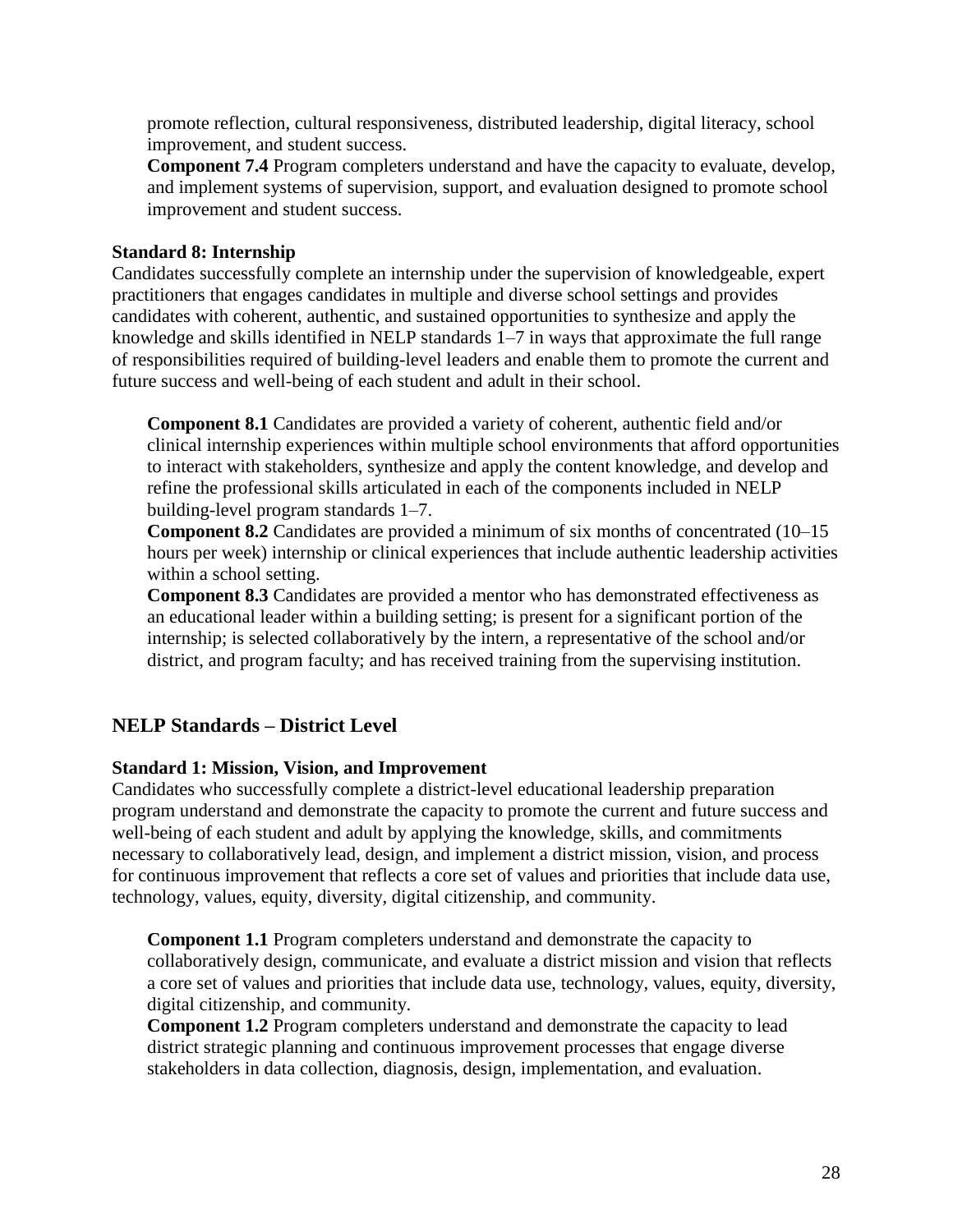promote reflection, cultural responsiveness, distributed leadership, digital literacy, school improvement, and student success.

**Component 7.4** Program completers understand and have the capacity to evaluate, develop, and implement systems of supervision, support, and evaluation designed to promote school improvement and student success.

### Standard 8: Internship

Candidates successfully complete an internship under the supervision of knowledgeable, expert practitioners that engages candidates in multiple and diverse school settings and provides candidates with coherent, authentic, and sustained opportunities to synthesize and apply the knowledge and skills identified in NELP standards 1–7 in ways that approximate the full range of responsibilities required of building-level leaders and enable them to promote the current and future success and well-being of each student and adult in their school.

**Component 8.1** Candidates are provided a variety of coherent, authentic field and/or clinical internship experiences within multiple school environments that afford opportunities to interact with stakeholders, synthesize and apply the content knowledge, and develop and refine the professional skills articulated in each of the components included in NELP building-level program standards 1–7.

**Component 8.2** Candidates are provided a minimum of six months of concentrated (10–15 hours per week) internship or clinical experiences that include authentic leadership activities within a school setting.

**Component 8.3** Candidates are provided a mentor who has demonstrated effectiveness as an educational leader within a building setting; is present for a significant portion of the internship; is selected collaboratively by the intern, a representative of the school and/or district, and program faculty; and has received training from the supervising institution.

## NELP Standards – District Level

### Standard 1: Mission, Vision, and Improvement

Candidates who successfully complete a district-level educational leadership preparation program understand and demonstrate the capacity to promote the current and future success and well-being of each student and adult by applying the knowledge, skills, and commitments necessary to collaboratively lead, design, and implement a district mission, vision, and process for continuous improvement that reflects a core set of values and priorities that include data use, technology, values, equity, diversity, digital citizenship, and community.

**Component 1.1** Program completers understand and demonstrate the capacity to collaboratively design, communicate, and evaluate a district mission and vision that reflects a core set of values and priorities that include data use, technology, values, equity, diversity, digital citizenship, and community.

**Component 1.2** Program completers understand and demonstrate the capacity to lead district strategic planning and continuous improvement processes that engage diverse stakeholders in data collection, diagnosis, design, implementation, and evaluation.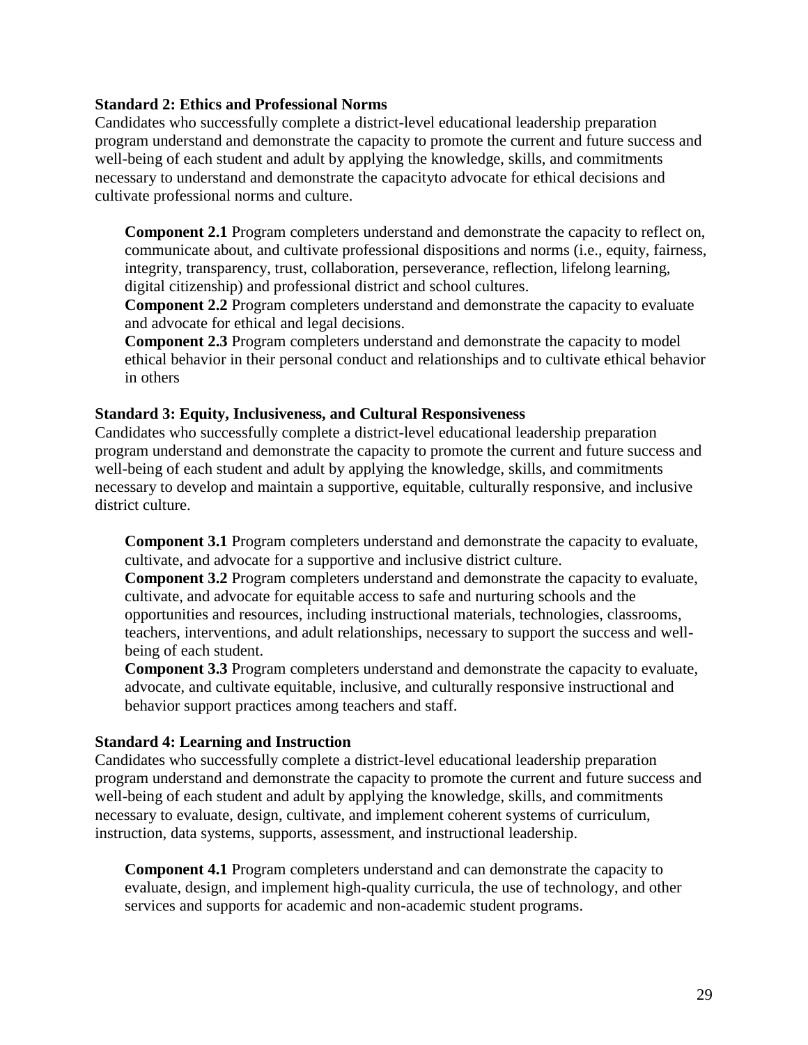**Standard 2: Ethics and Professional Norms**

Candidates who successfully complete a district-level educational leadership preparation program understand and demonstrate the capacity to promote the current and future success and well-being of each student and adult by applying the knowledge, skills, and commitments necessary to understand and demonstrate the capacityto advocate for ethical decisions and cultivate professional norms and culture.

**Component 2.1** Program completers understand and demonstrate the capacity to reflect on, communicate about, and cultivate professional dispositions and norms (i.e., equity, fairness, integrity, transparency, trust, collaboration, perseverance, reflection, lifelong learning, digital citizenship) and professional district and school cultures.
**Component 2.2** Program completers understand and demonstrate the capacity to evaluate and advocate for ethical and legal decisions.
**Component 2.3** Program completers understand and demonstrate the capacity to model ethical behavior in their personal conduct and relationships and to cultivate ethical behavior in others

**Standard 3: Equity, Inclusiveness, and Cultural Responsiveness**

Candidates who successfully complete a district-level educational leadership preparation program understand and demonstrate the capacity to promote the current and future success and well-being of each student and adult by applying the knowledge, skills, and commitments necessary to develop and maintain a supportive, equitable, culturally responsive, and inclusive district culture.

**Component 3.1** Program completers understand and demonstrate the capacity to evaluate, cultivate, and advocate for a supportive and inclusive district culture.
**Component 3.2** Program completers understand and demonstrate the capacity to evaluate, cultivate, and advocate for equitable access to safe and nurturing schools and the opportunities and resources, including instructional materials, technologies, classrooms, teachers, interventions, and adult relationships, necessary to support the success and well-being of each student.
**Component 3.3** Program completers understand and demonstrate the capacity to evaluate, advocate, and cultivate equitable, inclusive, and culturally responsive instructional and behavior support practices among teachers and staff.

**Standard 4: Learning and Instruction**

Candidates who successfully complete a district-level educational leadership preparation program understand and demonstrate the capacity to promote the current and future success and well-being of each student and adult by applying the knowledge, skills, and commitments necessary to evaluate, design, cultivate, and implement coherent systems of curriculum, instruction, data systems, supports, assessment, and instructional leadership.

**Component 4.1** Program completers understand and can demonstrate the capacity to evaluate, design, and implement high-quality curricula, the use of technology, and other services and supports for academic and non-academic student programs.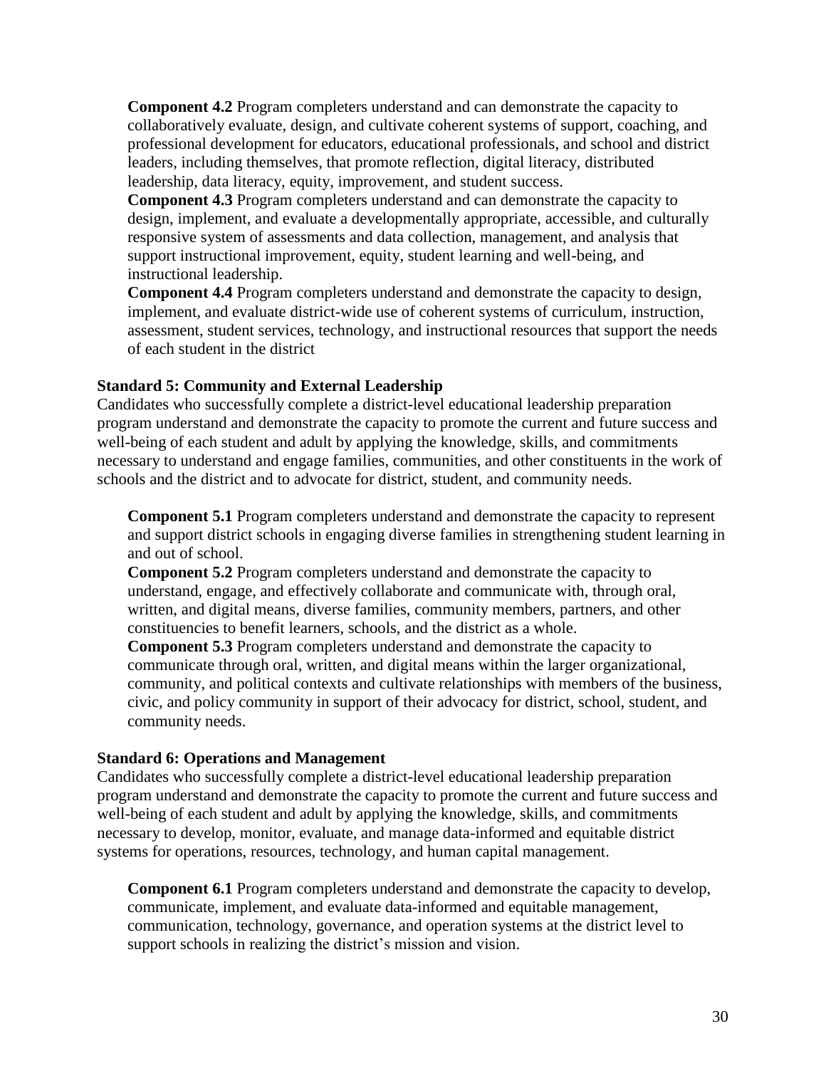**Component 4.2** Program completers understand and can demonstrate the capacity to collaboratively evaluate, design, and cultivate coherent systems of support, coaching, and professional development for educators, educational professionals, and school and district leaders, including themselves, that promote reflection, digital literacy, distributed leadership, data literacy, equity, improvement, and student success.

**Component 4.3** Program completers understand and can demonstrate the capacity to design, implement, and evaluate a developmentally appropriate, accessible, and culturally responsive system of assessments and data collection, management, and analysis that support instructional improvement, equity, student learning and well-being, and instructional leadership.

**Component 4.4** Program completers understand and demonstrate the capacity to design, implement, and evaluate district-wide use of coherent systems of curriculum, instruction, assessment, student services, technology, and instructional resources that support the needs of each student in the district

**Standard 5: Community and External Leadership**

Candidates who successfully complete a district-level educational leadership preparation program understand and demonstrate the capacity to promote the current and future success and well-being of each student and adult by applying the knowledge, skills, and commitments necessary to understand and engage families, communities, and other constituents in the work of schools and the district and to advocate for district, student, and community needs.

**Component 5.1** Program completers understand and demonstrate the capacity to represent and support district schools in engaging diverse families in strengthening student learning in and out of school.

**Component 5.2** Program completers understand and demonstrate the capacity to understand, engage, and effectively collaborate and communicate with, through oral, written, and digital means, diverse families, community members, partners, and other constituencies to benefit learners, schools, and the district as a whole.

**Component 5.3** Program completers understand and demonstrate the capacity to communicate through oral, written, and digital means within the larger organizational, community, and political contexts and cultivate relationships with members of the business, civic, and policy community in support of their advocacy for district, school, student, and community needs.

**Standard 6: Operations and Management**

Candidates who successfully complete a district-level educational leadership preparation program understand and demonstrate the capacity to promote the current and future success and well-being of each student and adult by applying the knowledge, skills, and commitments necessary to develop, monitor, evaluate, and manage data-informed and equitable district systems for operations, resources, technology, and human capital management.

**Component 6.1** Program completers understand and demonstrate the capacity to develop, communicate, implement, and evaluate data-informed and equitable management, communication, technology, governance, and operation systems at the district level to support schools in realizing the district's mission and vision.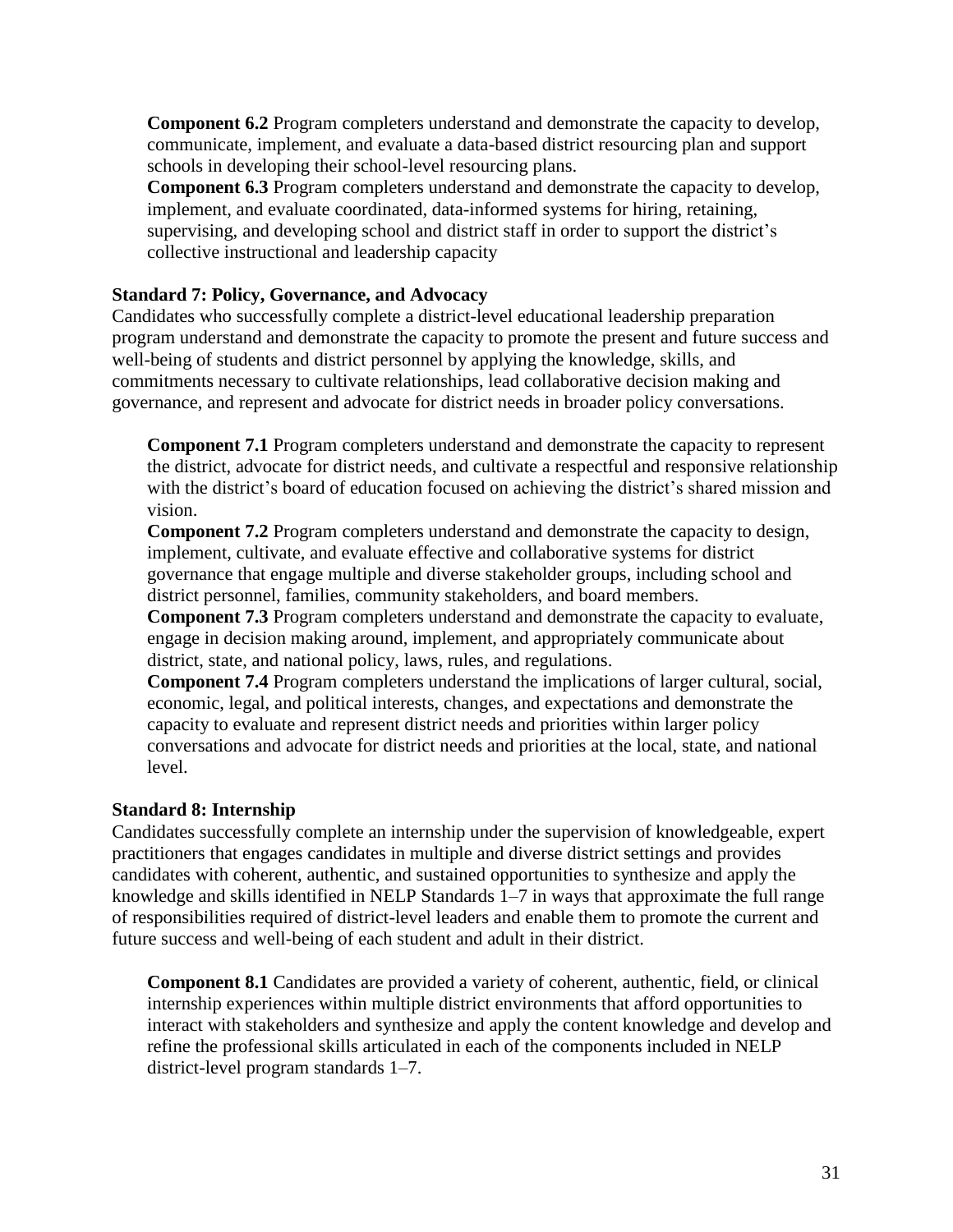**Component 6.2** Program completers understand and demonstrate the capacity to develop, communicate, implement, and evaluate a data-based district resourcing plan and support schools in developing their school-level resourcing plans.

**Component 6.3** Program completers understand and demonstrate the capacity to develop, implement, and evaluate coordinated, data-informed systems for hiring, retaining, supervising, and developing school and district staff in order to support the district's collective instructional and leadership capacity

**Standard 7: Policy, Governance, and Advocacy**

Candidates who successfully complete a district-level educational leadership preparation program understand and demonstrate the capacity to promote the present and future success and well-being of students and district personnel by applying the knowledge, skills, and commitments necessary to cultivate relationships, lead collaborative decision making and governance, and represent and advocate for district needs in broader policy conversations.

**Component 7.1** Program completers understand and demonstrate the capacity to represent the district, advocate for district needs, and cultivate a respectful and responsive relationship with the district's board of education focused on achieving the district's shared mission and vision.

**Component 7.2** Program completers understand and demonstrate the capacity to design, implement, cultivate, and evaluate effective and collaborative systems for district governance that engage multiple and diverse stakeholder groups, including school and district personnel, families, community stakeholders, and board members.

**Component 7.3** Program completers understand and demonstrate the capacity to evaluate, engage in decision making around, implement, and appropriately communicate about district, state, and national policy, laws, rules, and regulations.

**Component 7.4** Program completers understand the implications of larger cultural, social, economic, legal, and political interests, changes, and expectations and demonstrate the capacity to evaluate and represent district needs and priorities within larger policy conversations and advocate for district needs and priorities at the local, state, and national level.

**Standard 8: Internship**

Candidates successfully complete an internship under the supervision of knowledgeable, expert practitioners that engages candidates in multiple and diverse district settings and provides candidates with coherent, authentic, and sustained opportunities to synthesize and apply the knowledge and skills identified in NELP Standards 1–7 in ways that approximate the full range of responsibilities required of district-level leaders and enable them to promote the current and future success and well-being of each student and adult in their district.

**Component 8.1** Candidates are provided a variety of coherent, authentic, field, or clinical internship experiences within multiple district environments that afford opportunities to interact with stakeholders and synthesize and apply the content knowledge and develop and refine the professional skills articulated in each of the components included in NELP district-level program standards 1–7.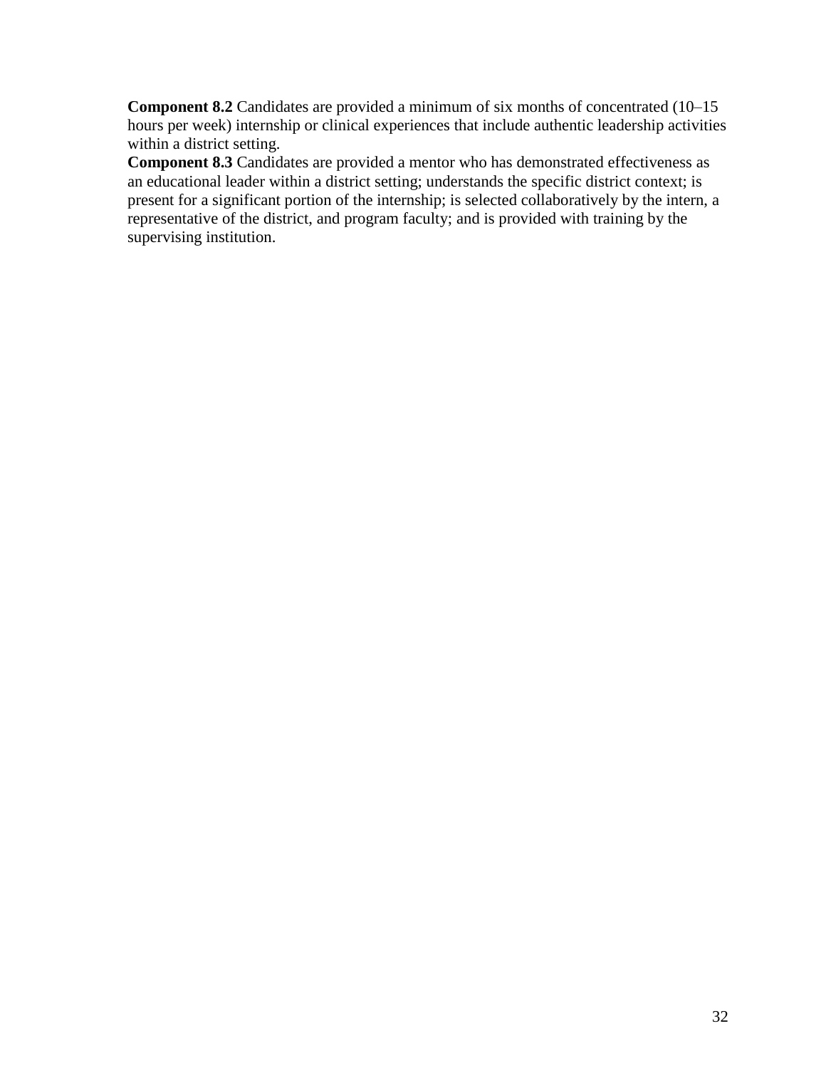**Component 8.2** Candidates are provided a minimum of six months of concentrated (10–15 hours per week) internship or clinical experiences that include authentic leadership activities within a district setting.

**Component 8.3** Candidates are provided a mentor who has demonstrated effectiveness as an educational leader within a district setting; understands the specific district context; is present for a significant portion of the internship; is selected collaboratively by the intern, a representative of the district, and program faculty; and is provided with training by the supervising institution.